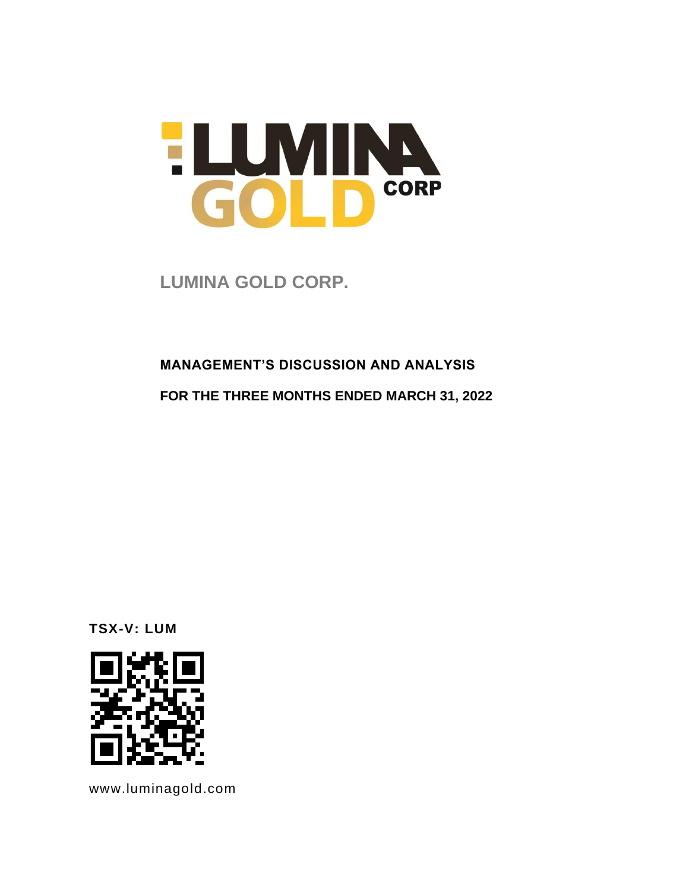# LUMINA GOLD CORP.

## MANAGEMENT'S DISCUSSION AND ANALYSIS

## FOR THE THREE MONTHS ENDED MARCH 31, 2022

**TSX-V: LUM**

www.luminagold.com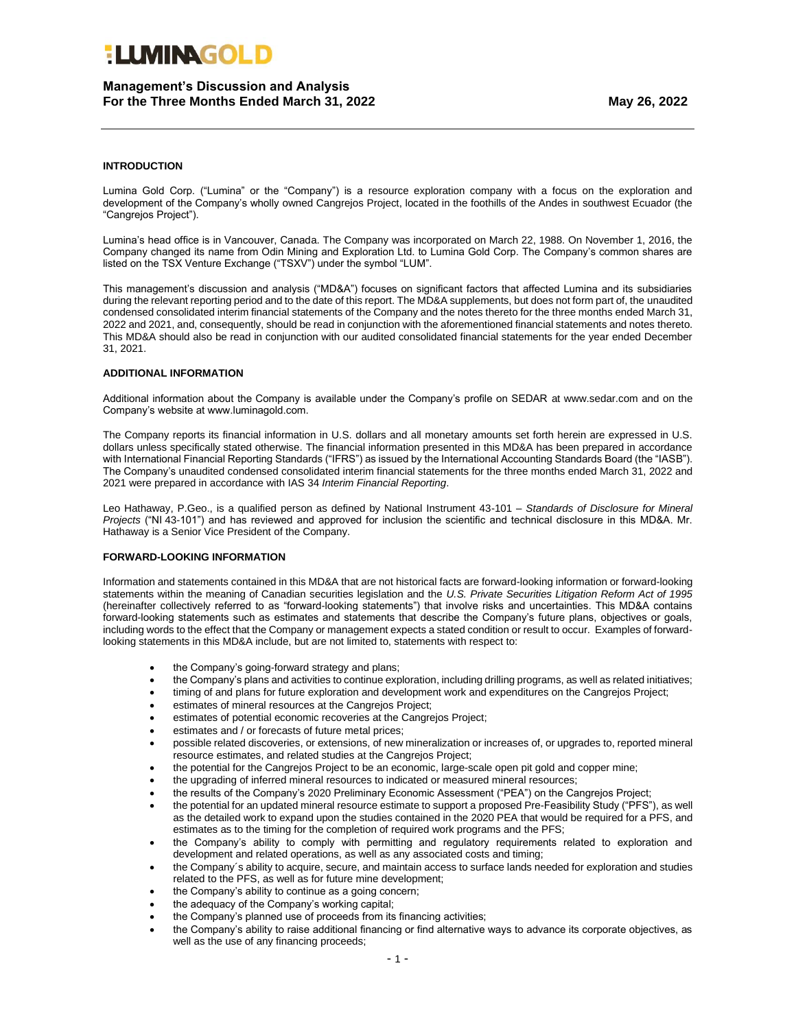# Management's Discussion and Analysis
## For the Three Months Ended March 31, 2022

May 26, 2022

### INTRODUCTION

Lumina Gold Corp. ("Lumina" or the "Company") is a resource exploration company with a focus on the exploration and development of the Company's wholly owned Cangrejos Project, located in the foothills of the Andes in southwest Ecuador (the "Cangrejos Project").

Lumina's head office is in Vancouver, Canada. The Company was incorporated on March 22, 1988. On November 1, 2016, the Company changed its name from Odin Mining and Exploration Ltd. to Lumina Gold Corp. The Company's common shares are listed on the TSX Venture Exchange ("TSXV") under the symbol "LUM".

This management's discussion and analysis ("MD&A") focuses on significant factors that affected Lumina and its subsidiaries during the relevant reporting period and to the date of this report. The MD&A supplements, but does not form part of, the unaudited condensed consolidated interim financial statements of the Company and the notes thereto for the three months ended March 31, 2022 and 2021, and, consequently, should be read in conjunction with the aforementioned financial statements and notes thereto. This MD&A should also be read in conjunction with our audited consolidated financial statements for the year ended December 31, 2021.

### ADDITIONAL INFORMATION

Additional information about the Company is available under the Company's profile on SEDAR at www.sedar.com and on the Company's website at www.luminagold.com.

The Company reports its financial information in U.S. dollars and all monetary amounts set forth herein are expressed in U.S. dollars unless specifically stated otherwise. The financial information presented in this MD&A has been prepared in accordance with International Financial Reporting Standards ("IFRS") as issued by the International Accounting Standards Board (the "IASB"). The Company's unaudited condensed consolidated interim financial statements for the three months ended March 31, 2022 and 2021 were prepared in accordance with IAS 34 *Interim Financial Reporting*.

Leo Hathaway, P.Geo., is a qualified person as defined by National Instrument 43-101 – *Standards of Disclosure for Mineral Projects* ("NI 43-101") and has reviewed and approved for inclusion the scientific and technical disclosure in this MD&A. Mr. Hathaway is a Senior Vice President of the Company.

### FORWARD-LOOKING INFORMATION

Information and statements contained in this MD&A that are not historical facts are forward-looking information or forward-looking statements within the meaning of Canadian securities legislation and the *U.S. Private Securities Litigation Reform Act of 1995* (hereinafter collectively referred to as "forward-looking statements") that involve risks and uncertainties. This MD&A contains forward-looking statements such as estimates and statements that describe the Company's future plans, objectives or goals, including words to the effect that the Company or management expects a stated condition or result to occur. Examples of forward-looking statements in this MD&A include, but are not limited to, statements with respect to:

- the Company's going-forward strategy and plans;
- the Company's plans and activities to continue exploration, including drilling programs, as well as related initiatives;
- timing of and plans for future exploration and development work and expenditures on the Cangrejos Project;
- estimates of mineral resources at the Cangrejos Project;
- estimates of potential economic recoveries at the Cangrejos Project;
- estimates and / or forecasts of future metal prices;
- possible related discoveries, or extensions, of new mineralization or increases of, or upgrades to, reported mineral resource estimates, and related studies at the Cangrejos Project;
- the potential for the Cangrejos Project to be an economic, large-scale open pit gold and copper mine;
- the upgrading of inferred mineral resources to indicated or measured mineral resources;
- the results of the Company's 2020 Preliminary Economic Assessment ("PEA") on the Cangrejos Project;
- the potential for an updated mineral resource estimate to support a proposed Pre-Feasibility Study ("PFS"), as well as the detailed work to expand upon the studies contained in the 2020 PEA that would be required for a PFS, and estimates as to the timing for the completion of required work programs and the PFS;
- the Company's ability to comply with permitting and regulatory requirements related to exploration and development and related operations, as well as any associated costs and timing;
- the Company´s ability to acquire, secure, and maintain access to surface lands needed for exploration and studies related to the PFS, as well as for future mine development;
- the Company's ability to continue as a going concern;
- the adequacy of the Company's working capital;
- the Company's planned use of proceeds from its financing activities;
- the Company's ability to raise additional financing or find alternative ways to advance its corporate objectives, as well as the use of any financing proceeds;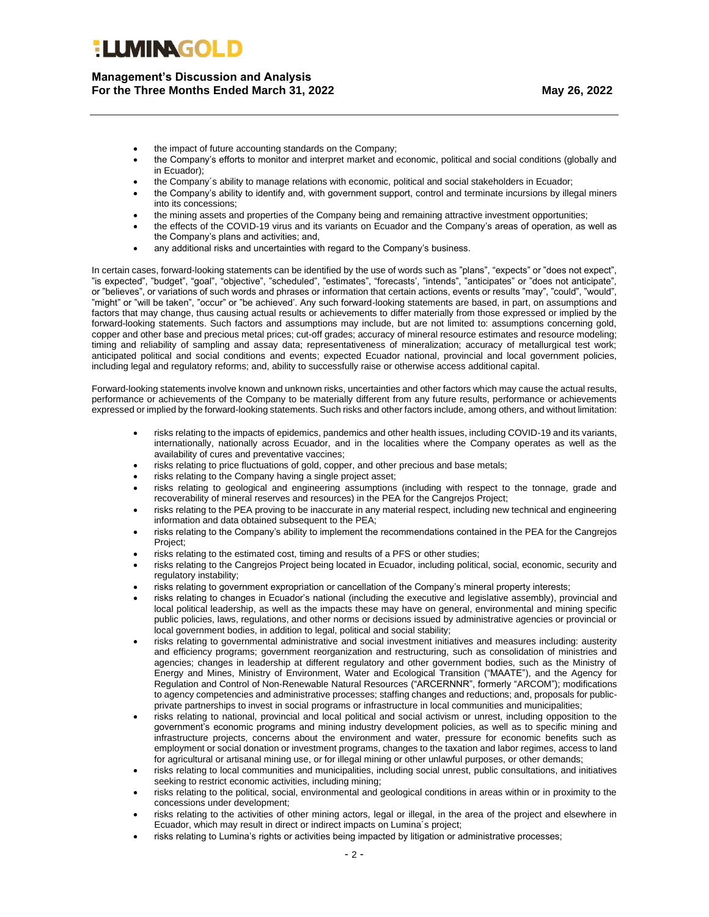- the impact of future accounting standards on the Company;
- the Company's efforts to monitor and interpret market and economic, political and social conditions (globally and in Ecuador);
- the Company´s ability to manage relations with economic, political and social stakeholders in Ecuador;
- the Company's ability to identify and, with government support, control and terminate incursions by illegal miners into its concessions;
- the mining assets and properties of the Company being and remaining attractive investment opportunities;
- the effects of the COVID-19 virus and its variants on Ecuador and the Company's areas of operation, as well as the Company's plans and activities; and,
- any additional risks and uncertainties with regard to the Company's business.

In certain cases, forward-looking statements can be identified by the use of words such as "plans", "expects" or "does not expect", "is expected", "budget", "goal", "objective", "scheduled", "estimates", "forecasts', "intends", "anticipates" or "does not anticipate", or "believes", or variations of such words and phrases or information that certain actions, events or results "may", "could", "would", "might" or "will be taken", "occur" or "be achieved'. Any such forward-looking statements are based, in part, on assumptions and factors that may change, thus causing actual results or achievements to differ materially from those expressed or implied by the forward-looking statements. Such factors and assumptions may include, but are not limited to: assumptions concerning gold, copper and other base and precious metal prices; cut-off grades; accuracy of mineral resource estimates and resource modeling; timing and reliability of sampling and assay data; representativeness of mineralization; accuracy of metallurgical test work; anticipated political and social conditions and events; expected Ecuador national, provincial and local government policies, including legal and regulatory reforms; and, ability to successfully raise or otherwise access additional capital.

Forward-looking statements involve known and unknown risks, uncertainties and other factors which may cause the actual results, performance or achievements of the Company to be materially different from any future results, performance or achievements expressed or implied by the forward-looking statements. Such risks and other factors include, among others, and without limitation:

- risks relating to the impacts of epidemics, pandemics and other health issues, including COVID-19 and its variants, internationally, nationally across Ecuador, and in the localities where the Company operates as well as the availability of cures and preventative vaccines;
- risks relating to price fluctuations of gold, copper, and other precious and base metals;
- risks relating to the Company having a single project asset;
- risks relating to geological and engineering assumptions (including with respect to the tonnage, grade and recoverability of mineral reserves and resources) in the PEA for the Cangrejos Project;
- risks relating to the PEA proving to be inaccurate in any material respect, including new technical and engineering information and data obtained subsequent to the PEA;
- risks relating to the Company's ability to implement the recommendations contained in the PEA for the Cangrejos Project;
- risks relating to the estimated cost, timing and results of a PFS or other studies;
- risks relating to the Cangrejos Project being located in Ecuador, including political, social, economic, security and regulatory instability;
- risks relating to government expropriation or cancellation of the Company's mineral property interests;
- risks relating to changes in Ecuador's national (including the executive and legislative assembly), provincial and local political leadership, as well as the impacts these may have on general, environmental and mining specific public policies, laws, regulations, and other norms or decisions issued by administrative agencies or provincial or local government bodies, in addition to legal, political and social stability;
- risks relating to governmental administrative and social investment initiatives and measures including: austerity and efficiency programs; government reorganization and restructuring, such as consolidation of ministries and agencies; changes in leadership at different regulatory and other government bodies, such as the Ministry of Energy and Mines, Ministry of Environment, Water and Ecological Transition ("MAATE"), and the Agency for Regulation and Control of Non-Renewable Natural Resources ("ARCERNNR", formerly "ARCOM"); modifications to agency competencies and administrative processes; staffing changes and reductions; and, proposals for public-private partnerships to invest in social programs or infrastructure in local communities and municipalities;
- risks relating to national, provincial and local political and social activism or unrest, including opposition to the government's economic programs and mining industry development policies, as well as to specific mining and infrastructure projects, concerns about the environment and water, pressure for economic benefits such as employment or social donation or investment programs, changes to the taxation and labor regimes, access to land for agricultural or artisanal mining use, or for illegal mining or other unlawful purposes, or other demands;
- risks relating to local communities and municipalities, including social unrest, public consultations, and initiatives seeking to restrict economic activities, including mining;
- risks relating to the political, social, environmental and geological conditions in areas within or in proximity to the concessions under development;
- risks relating to the activities of other mining actors, legal or illegal, in the area of the project and elsewhere in Ecuador, which may result in direct or indirect impacts on Lumina´s project;
- risks relating to Lumina's rights or activities being impacted by litigation or administrative processes;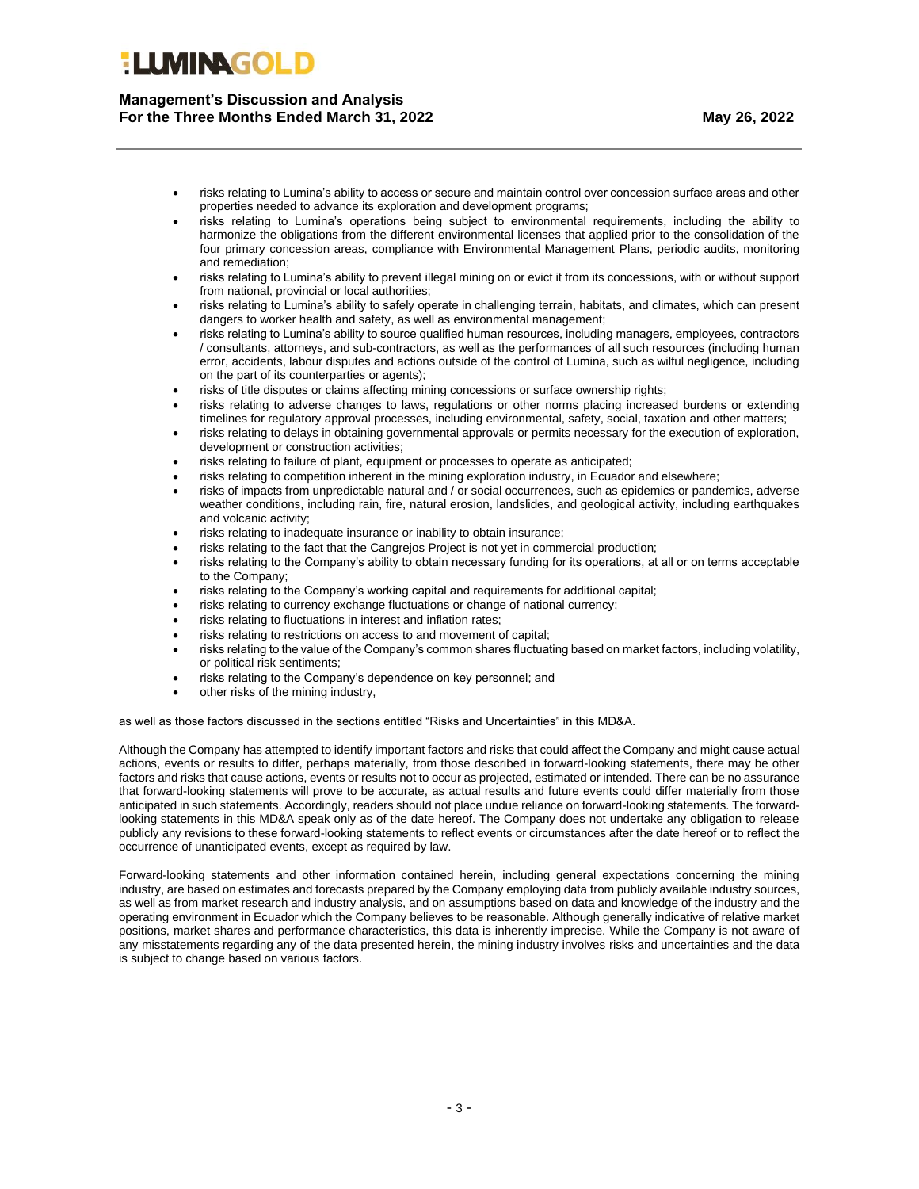- risks relating to Lumina's ability to access or secure and maintain control over concession surface areas and other properties needed to advance its exploration and development programs;
- risks relating to Lumina's operations being subject to environmental requirements, including the ability to harmonize the obligations from the different environmental licenses that applied prior to the consolidation of the four primary concession areas, compliance with Environmental Management Plans, periodic audits, monitoring and remediation;
- risks relating to Lumina's ability to prevent illegal mining on or evict it from its concessions, with or without support from national, provincial or local authorities;
- risks relating to Lumina's ability to safely operate in challenging terrain, habitats, and climates, which can present dangers to worker health and safety, as well as environmental management;
- risks relating to Lumina's ability to source qualified human resources, including managers, employees, contractors / consultants, attorneys, and sub-contractors, as well as the performances of all such resources (including human error, accidents, labour disputes and actions outside of the control of Lumina, such as wilful negligence, including on the part of its counterparties or agents);
- risks of title disputes or claims affecting mining concessions or surface ownership rights;
- risks relating to adverse changes to laws, regulations or other norms placing increased burdens or extending timelines for regulatory approval processes, including environmental, safety, social, taxation and other matters;
- risks relating to delays in obtaining governmental approvals or permits necessary for the execution of exploration, development or construction activities;
- risks relating to failure of plant, equipment or processes to operate as anticipated;
- risks relating to competition inherent in the mining exploration industry, in Ecuador and elsewhere;
- risks of impacts from unpredictable natural and / or social occurrences, such as epidemics or pandemics, adverse weather conditions, including rain, fire, natural erosion, landslides, and geological activity, including earthquakes and volcanic activity;
- risks relating to inadequate insurance or inability to obtain insurance;
- risks relating to the fact that the Cangrejos Project is not yet in commercial production;
- risks relating to the Company's ability to obtain necessary funding for its operations, at all or on terms acceptable to the Company;
- risks relating to the Company's working capital and requirements for additional capital;
- risks relating to currency exchange fluctuations or change of national currency;
- risks relating to fluctuations in interest and inflation rates;
- risks relating to restrictions on access to and movement of capital;
- risks relating to the value of the Company's common shares fluctuating based on market factors, including volatility, or political risk sentiments;
- risks relating to the Company's dependence on key personnel; and
- other risks of the mining industry,

as well as those factors discussed in the sections entitled "Risks and Uncertainties" in this MD&A.

Although the Company has attempted to identify important factors and risks that could affect the Company and might cause actual actions, events or results to differ, perhaps materially, from those described in forward-looking statements, there may be other factors and risks that cause actions, events or results not to occur as projected, estimated or intended. There can be no assurance that forward-looking statements will prove to be accurate, as actual results and future events could differ materially from those anticipated in such statements. Accordingly, readers should not place undue reliance on forward-looking statements. The forward-looking statements in this MD&A speak only as of the date hereof. The Company does not undertake any obligation to release publicly any revisions to these forward-looking statements to reflect events or circumstances after the date hereof or to reflect the occurrence of unanticipated events, except as required by law.

Forward-looking statements and other information contained herein, including general expectations concerning the mining industry, are based on estimates and forecasts prepared by the Company employing data from publicly available industry sources, as well as from market research and industry analysis, and on assumptions based on data and knowledge of the industry and the operating environment in Ecuador which the Company believes to be reasonable. Although generally indicative of relative market positions, market shares and performance characteristics, this data is inherently imprecise. While the Company is not aware of any misstatements regarding any of the data presented herein, the mining industry involves risks and uncertainties and the data is subject to change based on various factors.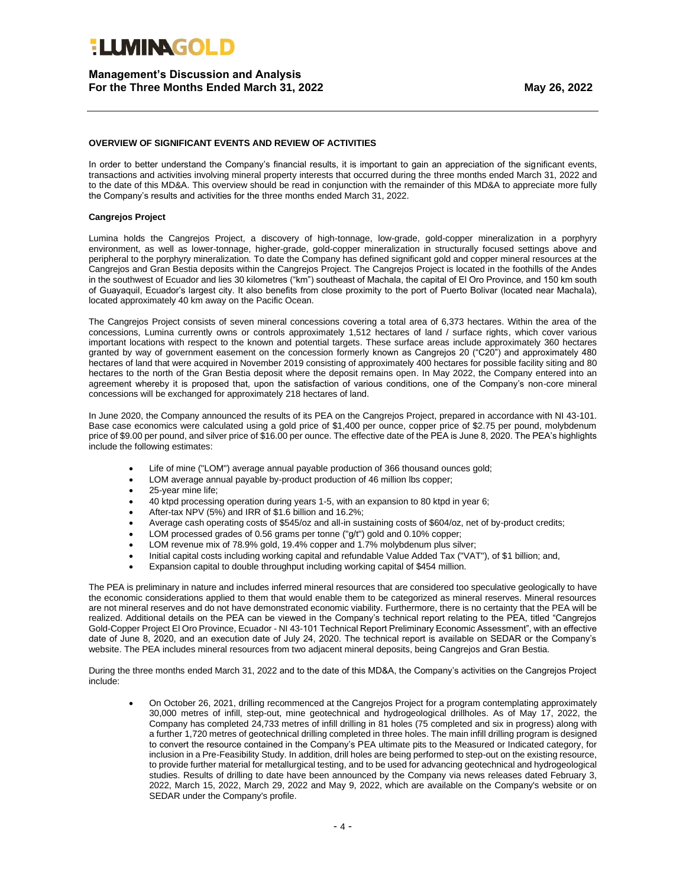**OVERVIEW OF SIGNIFICANT EVENTS AND REVIEW OF ACTIVITIES**

In order to better understand the Company's financial results, it is important to gain an appreciation of the significant events, transactions and activities involving mineral property interests that occurred during the three months ended March 31, 2022 and to the date of this MD&A. This overview should be read in conjunction with the remainder of this MD&A to appreciate more fully the Company's results and activities for the three months ended March 31, 2022.

**Cangrejos Project**

Lumina holds the Cangrejos Project, a discovery of high-tonnage, low-grade, gold-copper mineralization in a porphyry environment, as well as lower-tonnage, higher-grade, gold-copper mineralization in structurally focused settings above and peripheral to the porphyry mineralization. To date the Company has defined significant gold and copper mineral resources at the Cangrejos and Gran Bestia deposits within the Cangrejos Project. The Cangrejos Project is located in the foothills of the Andes in the southwest of Ecuador and lies 30 kilometres ("km") southeast of Machala, the capital of El Oro Province, and 150 km south of Guayaquil, Ecuador's largest city. It also benefits from close proximity to the port of Puerto Bolivar (located near Machala), located approximately 40 km away on the Pacific Ocean.

The Cangrejos Project consists of seven mineral concessions covering a total area of 6,373 hectares. Within the area of the concessions, Lumina currently owns or controls approximately 1,512 hectares of land / surface rights, which cover various important locations with respect to the known and potential targets. These surface areas include approximately 360 hectares granted by way of government easement on the concession formerly known as Cangrejos 20 ("C20") and approximately 480 hectares of land that were acquired in November 2019 consisting of approximately 400 hectares for possible facility siting and 80 hectares to the north of the Gran Bestia deposit where the deposit remains open. In May 2022, the Company entered into an agreement whereby it is proposed that, upon the satisfaction of various conditions, one of the Company's non-core mineral concessions will be exchanged for approximately 218 hectares of land.

In June 2020, the Company announced the results of its PEA on the Cangrejos Project, prepared in accordance with NI 43-101. Base case economics were calculated using a gold price of $1,400 per ounce, copper price of $2.75 per pound, molybdenum price of $9.00 per pound, and silver price of $16.00 per ounce. The effective date of the PEA is June 8, 2020. The PEA's highlights include the following estimates:

- Life of mine ("LOM") average annual payable production of 366 thousand ounces gold;
- LOM average annual payable by-product production of 46 million lbs copper;
- 25-year mine life;
- 40 ktpd processing operation during years 1-5, with an expansion to 80 ktpd in year 6;
- After-tax NPV (5%) and IRR of $1.6 billion and 16.2%;
- Average cash operating costs of $545/oz and all-in sustaining costs of $604/oz, net of by-product credits;
- LOM processed grades of 0.56 grams per tonne ("g/t") gold and 0.10% copper;
- LOM revenue mix of 78.9% gold, 19.4% copper and 1.7% molybdenum plus silver;
- Initial capital costs including working capital and refundable Value Added Tax ("VAT"), of $1 billion; and,
- Expansion capital to double throughput including working capital of $454 million.

The PEA is preliminary in nature and includes inferred mineral resources that are considered too speculative geologically to have the economic considerations applied to them that would enable them to be categorized as mineral reserves. Mineral resources are not mineral reserves and do not have demonstrated economic viability. Furthermore, there is no certainty that the PEA will be realized. Additional details on the PEA can be viewed in the Company's technical report relating to the PEA, titled "Cangrejos Gold-Copper Project El Oro Province, Ecuador - NI 43-101 Technical Report Preliminary Economic Assessment", with an effective date of June 8, 2020, and an execution date of July 24, 2020. The technical report is available on SEDAR or the Company's website. The PEA includes mineral resources from two adjacent mineral deposits, being Cangrejos and Gran Bestia.

During the three months ended March 31, 2022 and to the date of this MD&A, the Company's activities on the Cangrejos Project include:

- On October 26, 2021, drilling recommenced at the Cangrejos Project for a program contemplating approximately 30,000 metres of infill, step-out, mine geotechnical and hydrogeological drillholes. As of May 17, 2022, the Company has completed 24,733 metres of infill drilling in 81 holes (75 completed and six in progress) along with a further 1,720 metres of geotechnical drilling completed in three holes. The main infill drilling program is designed to convert the resource contained in the Company's PEA ultimate pits to the Measured or Indicated category, for inclusion in a Pre-Feasibility Study. In addition, drill holes are being performed to step-out on the existing resource, to provide further material for metallurgical testing, and to be used for advancing geotechnical and hydrogeological studies. Results of drilling to date have been announced by the Company via news releases dated February 3, 2022, March 15, 2022, March 29, 2022 and May 9, 2022, which are available on the Company's website or on SEDAR under the Company's profile.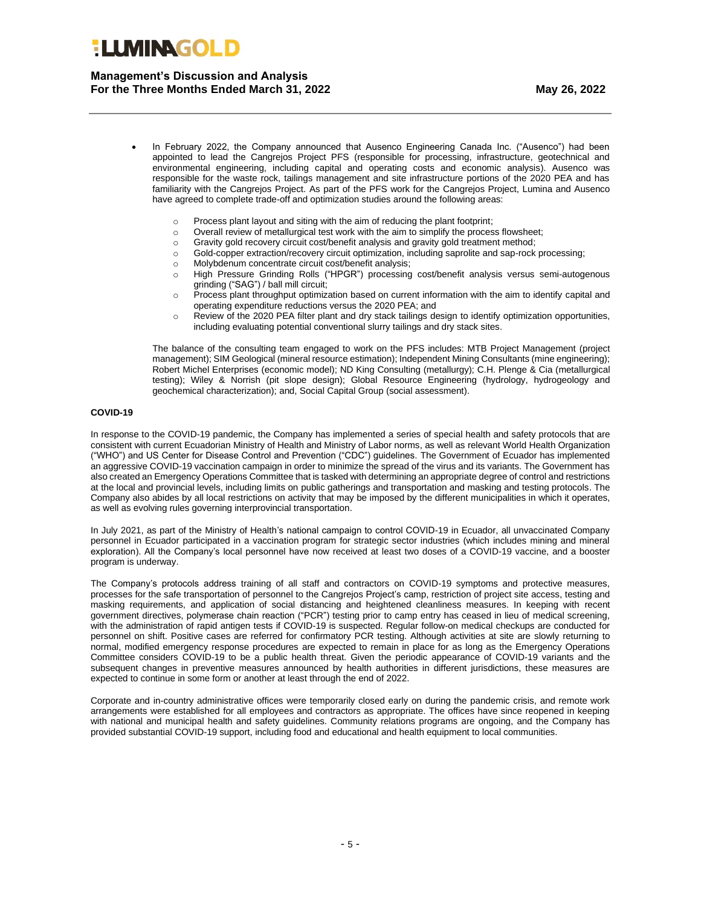- In February 2022, the Company announced that Ausenco Engineering Canada Inc. ("Ausenco") had been appointed to lead the Cangrejos Project PFS (responsible for processing, infrastructure, geotechnical and environmental engineering, including capital and operating costs and economic analysis). Ausenco was responsible for the waste rock, tailings management and site infrastructure portions of the 2020 PEA and has familiarity with the Cangrejos Project. As part of the PFS work for the Cangrejos Project, Lumina and Ausenco have agreed to complete trade-off and optimization studies around the following areas:

  - Process plant layout and siting with the aim of reducing the plant footprint;
  - Overall review of metallurgical test work with the aim to simplify the process flowsheet;
  - Gravity gold recovery circuit cost/benefit analysis and gravity gold treatment method;
  - Gold-copper extraction/recovery circuit optimization, including saprolite and sap-rock processing;
  - Molybdenum concentrate circuit cost/benefit analysis;
  - High Pressure Grinding Rolls ("HPGR") processing cost/benefit analysis versus semi-autogenous grinding ("SAG") / ball mill circuit;
  - Process plant throughput optimization based on current information with the aim to identify capital and operating expenditure reductions versus the 2020 PEA; and
  - Review of the 2020 PEA filter plant and dry stack tailings design to identify optimization opportunities, including evaluating potential conventional slurry tailings and dry stack sites.

  The balance of the consulting team engaged to work on the PFS includes: MTB Project Management (project management); SIM Geological (mineral resource estimation); Independent Mining Consultants (mine engineering); Robert Michel Enterprises (economic model); ND King Consulting (metallurgy); C.H. Plenge & Cia (metallurgical testing); Wiley & Norrish (pit slope design); Global Resource Engineering (hydrology, hydrogeology and geochemical characterization); and, Social Capital Group (social assessment).

**COVID-19**

In response to the COVID-19 pandemic, the Company has implemented a series of special health and safety protocols that are consistent with current Ecuadorian Ministry of Health and Ministry of Labor norms, as well as relevant World Health Organization ("WHO") and US Center for Disease Control and Prevention ("CDC") guidelines. The Government of Ecuador has implemented an aggressive COVID-19 vaccination campaign in order to minimize the spread of the virus and its variants. The Government has also created an Emergency Operations Committee that is tasked with determining an appropriate degree of control and restrictions at the local and provincial levels, including limits on public gatherings and transportation and masking and testing protocols. The Company also abides by all local restrictions on activity that may be imposed by the different municipalities in which it operates, as well as evolving rules governing interprovincial transportation.

In July 2021, as part of the Ministry of Health's national campaign to control COVID-19 in Ecuador, all unvaccinated Company personnel in Ecuador participated in a vaccination program for strategic sector industries (which includes mining and mineral exploration). All the Company's local personnel have now received at least two doses of a COVID-19 vaccine, and a booster program is underway.

The Company's protocols address training of all staff and contractors on COVID-19 symptoms and protective measures, processes for the safe transportation of personnel to the Cangrejos Project's camp, restriction of project site access, testing and masking requirements, and application of social distancing and heightened cleanliness measures. In keeping with recent government directives, polymerase chain reaction ("PCR") testing prior to camp entry has ceased in lieu of medical screening, with the administration of rapid antigen tests if COVID-19 is suspected. Regular follow-on medical checkups are conducted for personnel on shift. Positive cases are referred for confirmatory PCR testing. Although activities at site are slowly returning to normal, modified emergency response procedures are expected to remain in place for as long as the Emergency Operations Committee considers COVID-19 to be a public health threat. Given the periodic appearance of COVID-19 variants and the subsequent changes in preventive measures announced by health authorities in different jurisdictions, these measures are expected to continue in some form or another at least through the end of 2022.

Corporate and in-country administrative offices were temporarily closed early on during the pandemic crisis, and remote work arrangements were established for all employees and contractors as appropriate. The offices have since reopened in keeping with national and municipal health and safety guidelines. Community relations programs are ongoing, and the Company has provided substantial COVID-19 support, including food and educational and health equipment to local communities.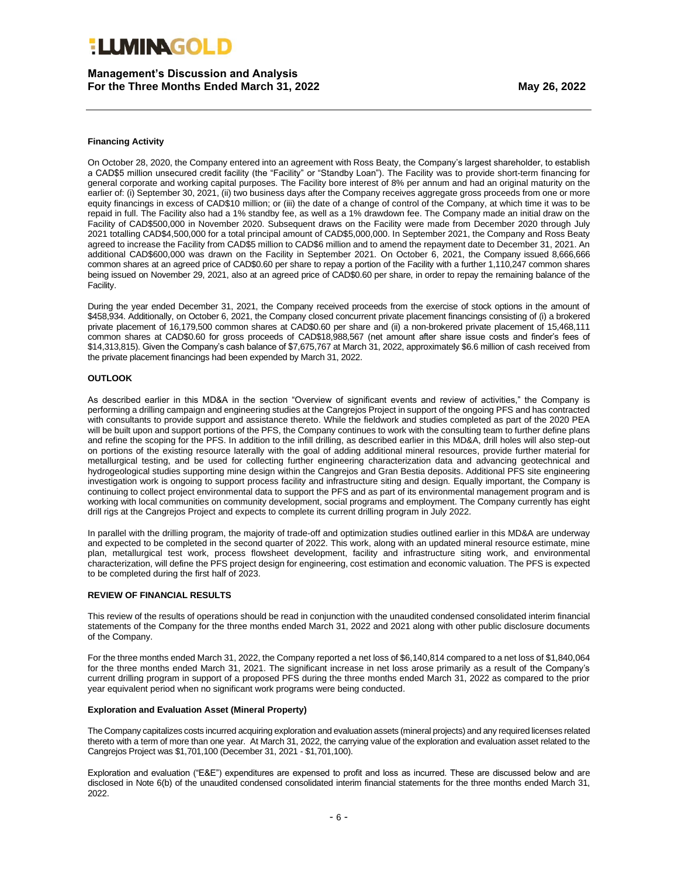#### Financing Activity

On October 28, 2020, the Company entered into an agreement with Ross Beaty, the Company's largest shareholder, to establish a CAD$5 million unsecured credit facility (the "Facility" or "Standby Loan"). The Facility was to provide short-term financing for general corporate and working capital purposes. The Facility bore interest of 8% per annum and had an original maturity on the earlier of: (i) September 30, 2021, (ii) two business days after the Company receives aggregate gross proceeds from one or more equity financings in excess of CAD$10 million; or (iii) the date of a change of control of the Company, at which time it was to be repaid in full. The Facility also had a 1% standby fee, as well as a 1% drawdown fee. The Company made an initial draw on the Facility of CAD$500,000 in November 2020. Subsequent draws on the Facility were made from December 2020 through July 2021 totalling CAD$4,500,000 for a total principal amount of CAD$5,000,000. In September 2021, the Company and Ross Beaty agreed to increase the Facility from CAD$5 million to CAD$6 million and to amend the repayment date to December 31, 2021. An additional CAD$600,000 was drawn on the Facility in September 2021. On October 6, 2021, the Company issued 8,666,666 common shares at an agreed price of CAD$0.60 per share to repay a portion of the Facility with a further 1,110,247 common shares being issued on November 29, 2021, also at an agreed price of CAD$0.60 per share, in order to repay the remaining balance of the Facility.

During the year ended December 31, 2021, the Company received proceeds from the exercise of stock options in the amount of $458,934. Additionally, on October 6, 2021, the Company closed concurrent private placement financings consisting of (i) a brokered private placement of 16,179,500 common shares at CAD$0.60 per share and (ii) a non-brokered private placement of 15,468,111 common shares at CAD$0.60 for gross proceeds of CAD$18,988,567 (net amount after share issue costs and finder's fees of $14,313,815). Given the Company's cash balance of $7,675,767 at March 31, 2022, approximately $6.6 million of cash received from the private placement financings had been expended by March 31, 2022.

### OUTLOOK

As described earlier in this MD&A in the section "Overview of significant events and review of activities," the Company is performing a drilling campaign and engineering studies at the Cangrejos Project in support of the ongoing PFS and has contracted with consultants to provide support and assistance thereto. While the fieldwork and studies completed as part of the 2020 PEA will be built upon and support portions of the PFS, the Company continues to work with the consulting team to further define plans and refine the scoping for the PFS. In addition to the infill drilling, as described earlier in this MD&A, drill holes will also step-out on portions of the existing resource laterally with the goal of adding additional mineral resources, provide further material for metallurgical testing, and be used for collecting further engineering characterization data and advancing geotechnical and hydrogeological studies supporting mine design within the Cangrejos and Gran Bestia deposits. Additional PFS site engineering investigation work is ongoing to support process facility and infrastructure siting and design. Equally important, the Company is continuing to collect project environmental data to support the PFS and as part of its environmental management program and is working with local communities on community development, social programs and employment. The Company currently has eight drill rigs at the Cangrejos Project and expects to complete its current drilling program in July 2022.

In parallel with the drilling program, the majority of trade-off and optimization studies outlined earlier in this MD&A are underway and expected to be completed in the second quarter of 2022. This work, along with an updated mineral resource estimate, mine plan, metallurgical test work, process flowsheet development, facility and infrastructure siting work, and environmental characterization, will define the PFS project design for engineering, cost estimation and economic valuation. The PFS is expected to be completed during the first half of 2023.

### REVIEW OF FINANCIAL RESULTS

This review of the results of operations should be read in conjunction with the unaudited condensed consolidated interim financial statements of the Company for the three months ended March 31, 2022 and 2021 along with other public disclosure documents of the Company.

For the three months ended March 31, 2022, the Company reported a net loss of $6,140,814 compared to a net loss of $1,840,064 for the three months ended March 31, 2021. The significant increase in net loss arose primarily as a result of the Company's current drilling program in support of a proposed PFS during the three months ended March 31, 2022 as compared to the prior year equivalent period when no significant work programs were being conducted.

#### Exploration and Evaluation Asset (Mineral Property)

The Company capitalizes costs incurred acquiring exploration and evaluation assets (mineral projects) and any required licenses related thereto with a term of more than one year. At March 31, 2022, the carrying value of the exploration and evaluation asset related to the Cangrejos Project was $1,701,100 (December 31, 2021 - $1,701,100).

Exploration and evaluation ("E&E") expenditures are expensed to profit and loss as incurred. These are discussed below and are disclosed in Note 6(b) of the unaudited condensed consolidated interim financial statements for the three months ended March 31, 2022.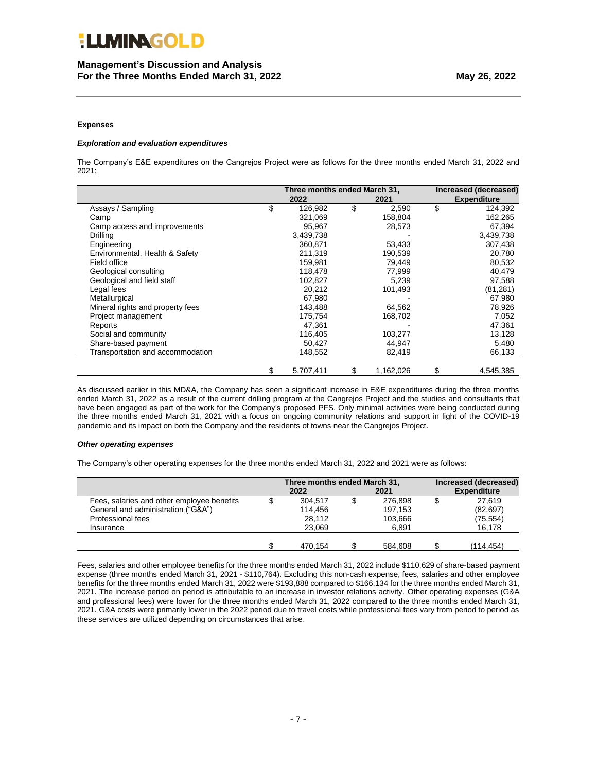**Expenses**

***Exploration and evaluation expenditures***

The Company's E&E expenditures on the Cangrejos Project were as follows for the three months ended March 31, 2022 and 2021:

| | Three months ended March 31, 2022 | 2021 | Increased (decreased) Expenditure |
|---|---|---|---|
| Assays / Sampling | $ 126,982 | $ 2,590 | $ 124,392 |
| Camp | 321,069 | 158,804 | 162,265 |
| Camp access and improvements | 95,967 | 28,573 | 67,394 |
| Drilling | 3,439,738 | - | 3,439,738 |
| Engineering | 360,871 | 53,433 | 307,438 |
| Environmental, Health & Safety | 211,319 | 190,539 | 20,780 |
| Field office | 159,981 | 79,449 | 80,532 |
| Geological consulting | 118,478 | 77,999 | 40,479 |
| Geological and field staff | 102,827 | 5,239 | 97,588 |
| Legal fees | 20,212 | 101,493 | (81,281) |
| Metallurgical | 67,980 | - | 67,980 |
| Mineral rights and property fees | 143,488 | 64,562 | 78,926 |
| Project management | 175,754 | 168,702 | 7,052 |
| Reports | 47,361 | - | 47,361 |
| Social and community | 116,405 | 103,277 | 13,128 |
| Share-based payment | 50,427 | 44,947 | 5,480 |
| Transportation and accommodation | 148,552 | 82,419 | 66,133 |
| | $ 5,707,411 | $ 1,162,026 | $ 4,545,385 |

As discussed earlier in this MD&A, the Company has seen a significant increase in E&E expenditures during the three months ended March 31, 2022 as a result of the current drilling program at the Cangrejos Project and the studies and consultants that have been engaged as part of the work for the Company's proposed PFS. Only minimal activities were being conducted during the three months ended March 31, 2021 with a focus on ongoing community relations and support in light of the COVID-19 pandemic and its impact on both the Company and the residents of towns near the Cangrejos Project.

***Other operating expenses***

The Company's other operating expenses for the three months ended March 31, 2022 and 2021 were as follows:

| | Three months ended March 31, 2022 | 2021 | Increased (decreased) Expenditure |
|---|---|---|---|
| Fees, salaries and other employee benefits | $ 304,517 | $ 276,898 | $ 27,619 |
| General and administration ("G&A") | 114,456 | 197,153 | (82,697) |
| Professional fees | 28,112 | 103,666 | (75,554) |
| Insurance | 23,069 | 6,891 | 16,178 |
| | $ 470,154 | $ 584,608 | $ (114,454) |

Fees, salaries and other employee benefits for the three months ended March 31, 2022 include $110,629 of share-based payment expense (three months ended March 31, 2021 - $110,764). Excluding this non-cash expense, fees, salaries and other employee benefits for the three months ended March 31, 2022 were $193,888 compared to $166,134 for the three months ended March 31, 2021. The increase period on period is attributable to an increase in investor relations activity. Other operating expenses (G&A and professional fees) were lower for the three months ended March 31, 2022 compared to the three months ended March 31, 2021. G&A costs were primarily lower in the 2022 period due to travel costs while professional fees vary from period to period as these services are utilized depending on circumstances that arise.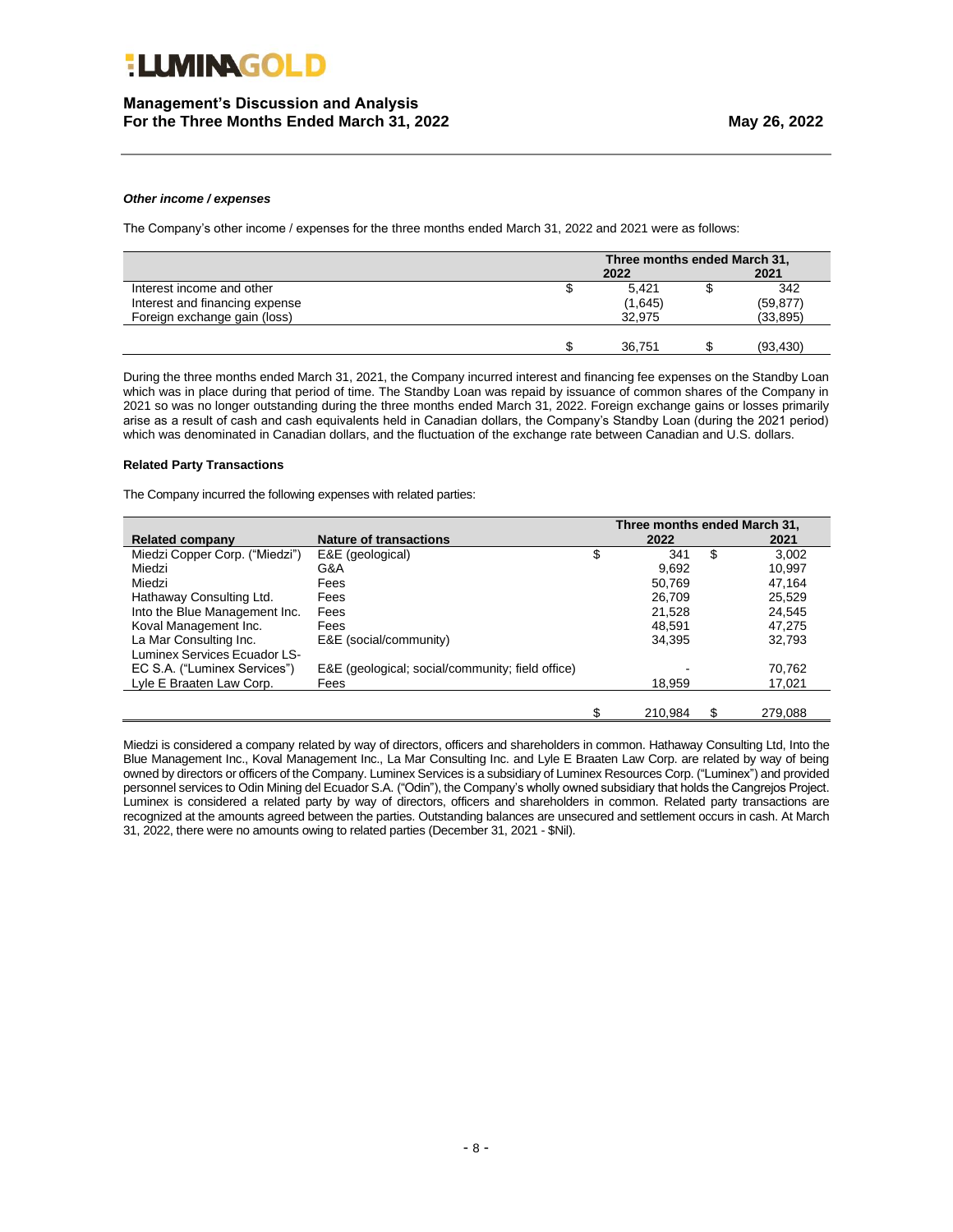***Other income / expenses***

The Company's other income / expenses for the three months ended March 31, 2022 and 2021 were as follows:

| | Three months ended March 31, 2022 | 2021 |
|---|---|---|
| Interest income and other | $ 5,421 | $ 342 |
| Interest and financing expense | (1,645) | (59,877) |
| Foreign exchange gain (loss) | 32,975 | (33,895) |
| | $ 36,751 | $ (93,430) |

During the three months ended March 31, 2021, the Company incurred interest and financing fee expenses on the Standby Loan which was in place during that period of time. The Standby Loan was repaid by issuance of common shares of the Company in 2021 so was no longer outstanding during the three months ended March 31, 2022. Foreign exchange gains or losses primarily arise as a result of cash and cash equivalents held in Canadian dollars, the Company's Standby Loan (during the 2021 period) which was denominated in Canadian dollars, and the fluctuation of the exchange rate between Canadian and U.S. dollars.

**Related Party Transactions**

The Company incurred the following expenses with related parties:

| Related company | Nature of transactions | Three months ended March 31, 2022 | 2021 |
|---|---|---|---|
| Miedzi Copper Corp. ("Miedzi") | E&E (geological) | $ 341 | $ 3,002 |
| Miedzi | G&A | 9,692 | 10,997 |
| Miedzi | Fees | 50,769 | 47,164 |
| Hathaway Consulting Ltd. | Fees | 26,709 | 25,529 |
| Into the Blue Management Inc. | Fees | 21,528 | 24,545 |
| Koval Management Inc. | Fees | 48,591 | 47,275 |
| La Mar Consulting Inc. | E&E (social/community) | 34,395 | 32,793 |
| Luminex Services Ecuador LS-EC S.A. ("Luminex Services") | E&E (geological; social/community; field office) | - | 70,762 |
| Lyle E Braaten Law Corp. | Fees | 18,959 | 17,021 |
| | | $ 210,984 | $ 279,088 |

Miedzi is considered a company related by way of directors, officers and shareholders in common. Hathaway Consulting Ltd, Into the Blue Management Inc., Koval Management Inc., La Mar Consulting Inc. and Lyle E Braaten Law Corp. are related by way of being owned by directors or officers of the Company. Luminex Services is a subsidiary of Luminex Resources Corp. ("Luminex") and provided personnel services to Odin Mining del Ecuador S.A. ("Odin"), the Company's wholly owned subsidiary that holds the Cangrejos Project. Luminex is considered a related party by way of directors, officers and shareholders in common. Related party transactions are recognized at the amounts agreed between the parties. Outstanding balances are unsecured and settlement occurs in cash. At March 31, 2022, there were no amounts owing to related parties (December 31, 2021 - $Nil).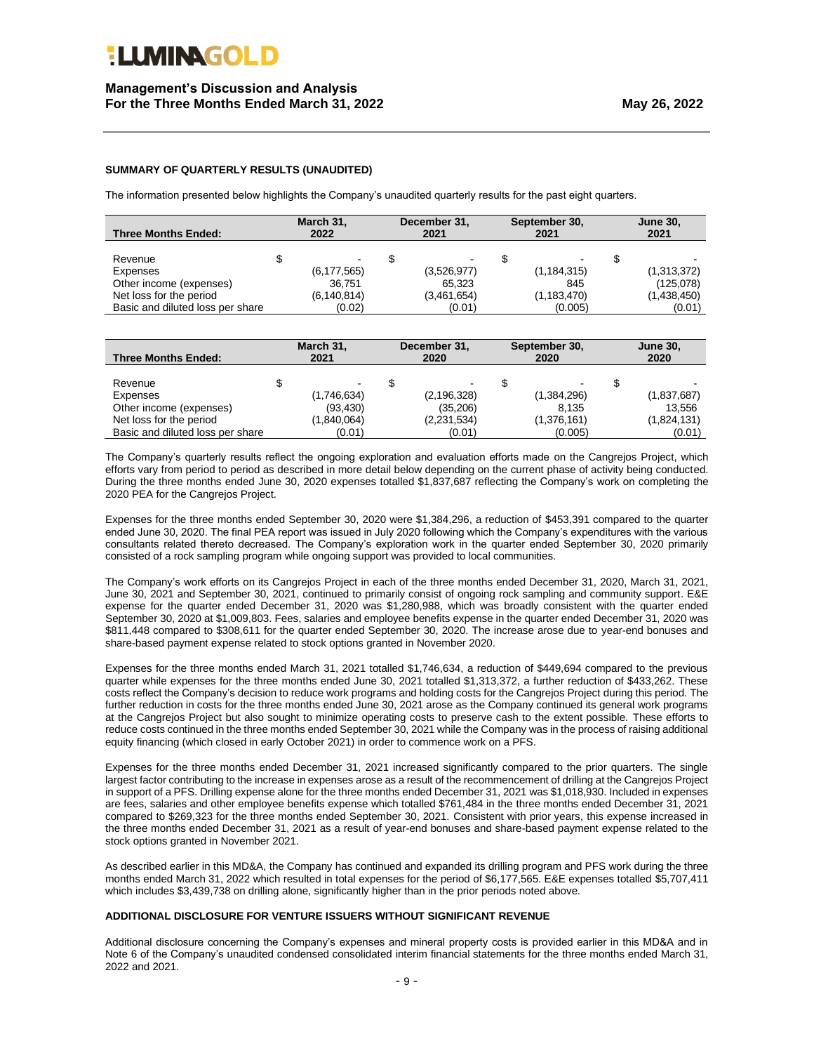## SUMMARY OF QUARTERLY RESULTS (UNAUDITED)

The information presented below highlights the Company's unaudited quarterly results for the past eight quarters.

| Three Months Ended: | March 31, 2022 | December 31, 2021 | September 30, 2021 | June 30, 2021 |
|---|---|---|---|---|
| Revenue | $ - | $ - | $ - | $ - |
| Expenses | (6,177,565) | (3,526,977) | (1,184,315) | (1,313,372) |
| Other income (expenses) | 36,751 | 65,323 | 845 | (125,078) |
| Net loss for the period | (6,140,814) | (3,461,654) | (1,183,470) | (1,438,450) |
| Basic and diluted loss per share | (0.02) | (0.01) | (0.005) | (0.01) |

| Three Months Ended: | March 31, 2021 | December 31, 2020 | September 30, 2020 | June 30, 2020 |
|---|---|---|---|---|
| Revenue | $ - | $ - | $ - | $ - |
| Expenses | (1,746,634) | (2,196,328) | (1,384,296) | (1,837,687) |
| Other income (expenses) | (93,430) | (35,206) | 8,135 | 13,556 |
| Net loss for the period | (1,840,064) | (2,231,534) | (1,376,161) | (1,824,131) |
| Basic and diluted loss per share | (0.01) | (0.01) | (0.005) | (0.01) |

The Company's quarterly results reflect the ongoing exploration and evaluation efforts made on the Cangrejos Project, which efforts vary from period to period as described in more detail below depending on the current phase of activity being conducted. During the three months ended June 30, 2020 expenses totalled $1,837,687 reflecting the Company's work on completing the 2020 PEA for the Cangrejos Project.

Expenses for the three months ended September 30, 2020 were $1,384,296, a reduction of $453,391 compared to the quarter ended June 30, 2020. The final PEA report was issued in July 2020 following which the Company's expenditures with the various consultants related thereto decreased. The Company's exploration work in the quarter ended September 30, 2020 primarily consisted of a rock sampling program while ongoing support was provided to local communities.

The Company's work efforts on its Cangrejos Project in each of the three months ended December 31, 2020, March 31, 2021, June 30, 2021 and September 30, 2021, continued to primarily consist of ongoing rock sampling and community support. E&E expense for the quarter ended December 31, 2020 was $1,280,988, which was broadly consistent with the quarter ended September 30, 2020 at $1,009,803. Fees, salaries and employee benefits expense in the quarter ended December 31, 2020 was $811,448 compared to $308,611 for the quarter ended September 30, 2020. The increase arose due to year-end bonuses and share-based payment expense related to stock options granted in November 2020.

Expenses for the three months ended March 31, 2021 totalled $1,746,634, a reduction of $449,694 compared to the previous quarter while expenses for the three months ended June 30, 2021 totalled $1,313,372, a further reduction of $433,262. These costs reflect the Company's decision to reduce work programs and holding costs for the Cangrejos Project during this period. The further reduction in costs for the three months ended June 30, 2021 arose as the Company continued its general work programs at the Cangrejos Project but also sought to minimize operating costs to preserve cash to the extent possible. These efforts to reduce costs continued in the three months ended September 30, 2021 while the Company was in the process of raising additional equity financing (which closed in early October 2021) in order to commence work on a PFS.

Expenses for the three months ended December 31, 2021 increased significantly compared to the prior quarters. The single largest factor contributing to the increase in expenses arose as a result of the recommencement of drilling at the Cangrejos Project in support of a PFS. Drilling expense alone for the three months ended December 31, 2021 was $1,018,930. Included in expenses are fees, salaries and other employee benefits expense which totalled $761,484 in the three months ended December 31, 2021 compared to $269,323 for the three months ended September 30, 2021. Consistent with prior years, this expense increased in the three months ended December 31, 2021 as a result of year-end bonuses and share-based payment expense related to the stock options granted in November 2021.

As described earlier in this MD&A, the Company has continued and expanded its drilling program and PFS work during the three months ended March 31, 2022 which resulted in total expenses for the period of $6,177,565. E&E expenses totalled $5,707,411 which includes $3,439,738 on drilling alone, significantly higher than in the prior periods noted above.

## ADDITIONAL DISCLOSURE FOR VENTURE ISSUERS WITHOUT SIGNIFICANT REVENUE

Additional disclosure concerning the Company's expenses and mineral property costs is provided earlier in this MD&A and in Note 6 of the Company's unaudited condensed consolidated interim financial statements for the three months ended March 31, 2022 and 2021.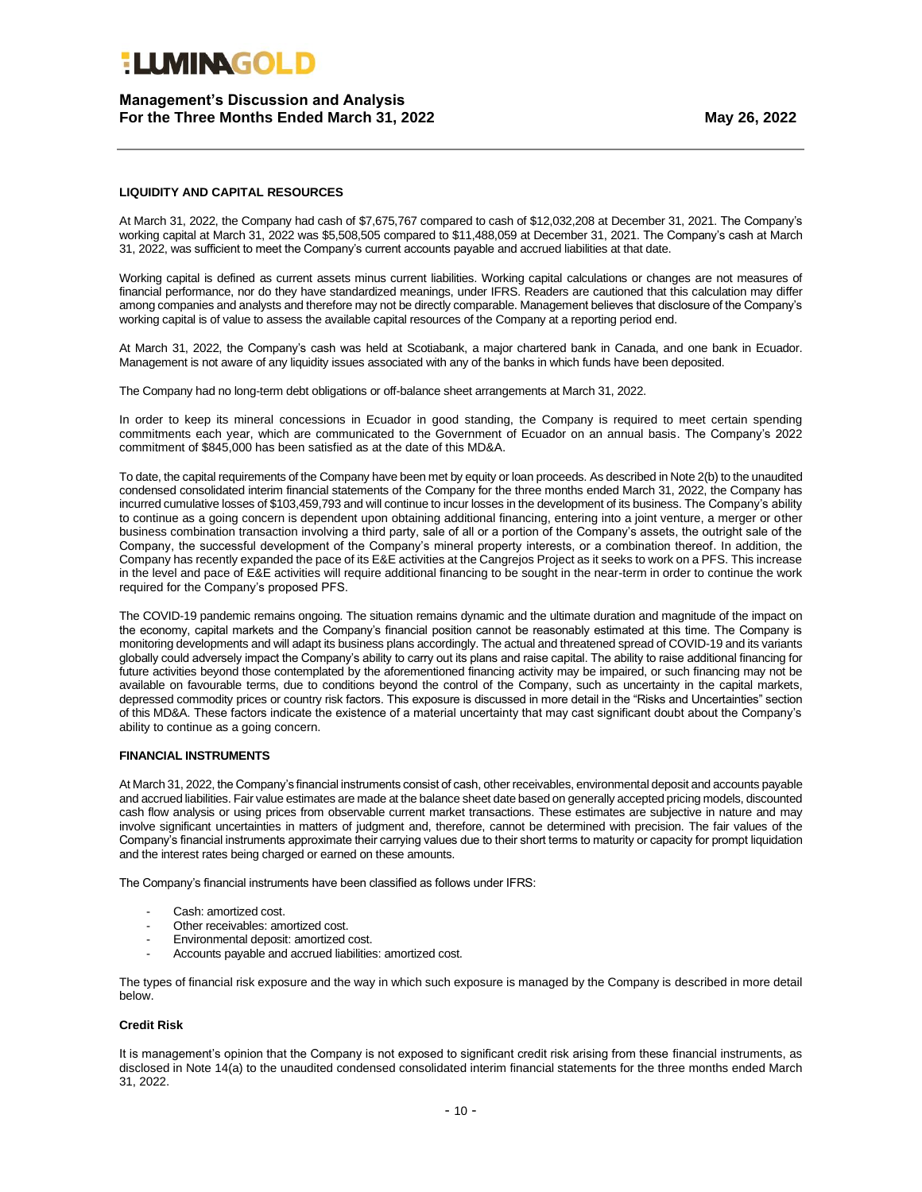## LIQUIDITY AND CAPITAL RESOURCES

At March 31, 2022, the Company had cash of $7,675,767 compared to cash of $12,032,208 at December 31, 2021. The Company's working capital at March 31, 2022 was $5,508,505 compared to $11,488,059 at December 31, 2021. The Company's cash at March 31, 2022, was sufficient to meet the Company's current accounts payable and accrued liabilities at that date.

Working capital is defined as current assets minus current liabilities. Working capital calculations or changes are not measures of financial performance, nor do they have standardized meanings, under IFRS. Readers are cautioned that this calculation may differ among companies and analysts and therefore may not be directly comparable. Management believes that disclosure of the Company's working capital is of value to assess the available capital resources of the Company at a reporting period end.

At March 31, 2022, the Company's cash was held at Scotiabank, a major chartered bank in Canada, and one bank in Ecuador. Management is not aware of any liquidity issues associated with any of the banks in which funds have been deposited.

The Company had no long-term debt obligations or off-balance sheet arrangements at March 31, 2022.

In order to keep its mineral concessions in Ecuador in good standing, the Company is required to meet certain spending commitments each year, which are communicated to the Government of Ecuador on an annual basis. The Company's 2022 commitment of $845,000 has been satisfied as at the date of this MD&A.

To date, the capital requirements of the Company have been met by equity or loan proceeds. As described in Note 2(b) to the unaudited condensed consolidated interim financial statements of the Company for the three months ended March 31, 2022, the Company has incurred cumulative losses of $103,459,793 and will continue to incur losses in the development of its business. The Company's ability to continue as a going concern is dependent upon obtaining additional financing, entering into a joint venture, a merger or other business combination transaction involving a third party, sale of all or a portion of the Company's assets, the outright sale of the Company, the successful development of the Company's mineral property interests, or a combination thereof. In addition, the Company has recently expanded the pace of its E&E activities at the Cangrejos Project as it seeks to work on a PFS. This increase in the level and pace of E&E activities will require additional financing to be sought in the near-term in order to continue the work required for the Company's proposed PFS.

The COVID-19 pandemic remains ongoing. The situation remains dynamic and the ultimate duration and magnitude of the impact on the economy, capital markets and the Company's financial position cannot be reasonably estimated at this time. The Company is monitoring developments and will adapt its business plans accordingly. The actual and threatened spread of COVID-19 and its variants globally could adversely impact the Company's ability to carry out its plans and raise capital. The ability to raise additional financing for future activities beyond those contemplated by the aforementioned financing activity may be impaired, or such financing may not be available on favourable terms, due to conditions beyond the control of the Company, such as uncertainty in the capital markets, depressed commodity prices or country risk factors. This exposure is discussed in more detail in the "Risks and Uncertainties" section of this MD&A. These factors indicate the existence of a material uncertainty that may cast significant doubt about the Company's ability to continue as a going concern.

## FINANCIAL INSTRUMENTS

At March 31, 2022, the Company's financial instruments consist of cash, other receivables, environmental deposit and accounts payable and accrued liabilities. Fair value estimates are made at the balance sheet date based on generally accepted pricing models, discounted cash flow analysis or using prices from observable current market transactions. These estimates are subjective in nature and may involve significant uncertainties in matters of judgment and, therefore, cannot be determined with precision. The fair values of the Company's financial instruments approximate their carrying values due to their short terms to maturity or capacity for prompt liquidation and the interest rates being charged or earned on these amounts.

The Company's financial instruments have been classified as follows under IFRS:

- Cash: amortized cost.
- Other receivables: amortized cost.
- Environmental deposit: amortized cost.
- Accounts payable and accrued liabilities: amortized cost.

The types of financial risk exposure and the way in which such exposure is managed by the Company is described in more detail below.

### Credit Risk

It is management's opinion that the Company is not exposed to significant credit risk arising from these financial instruments, as disclosed in Note 14(a) to the unaudited condensed consolidated interim financial statements for the three months ended March 31, 2022.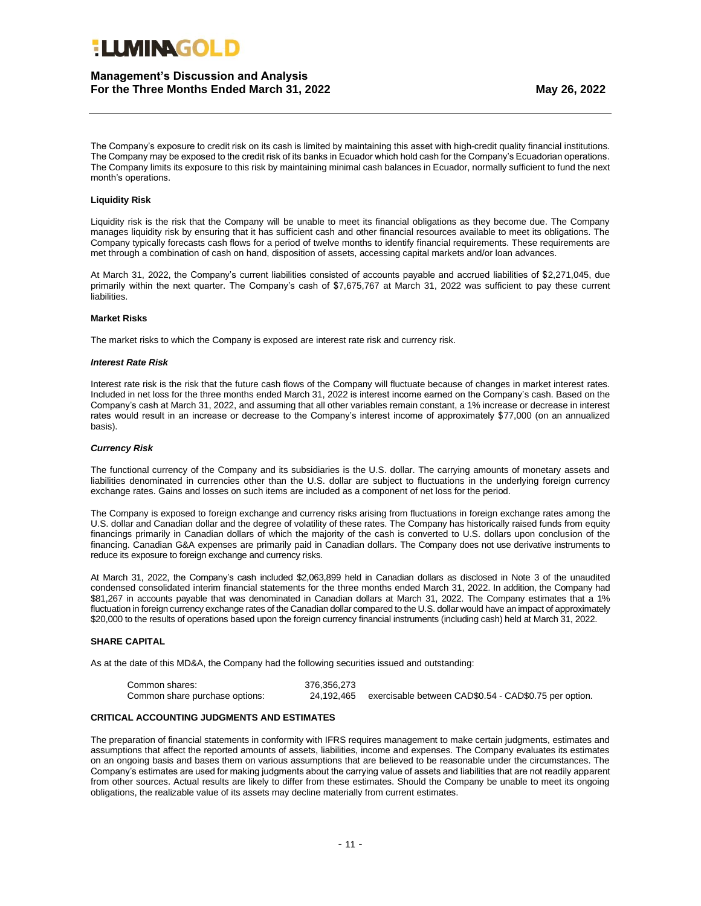The Company's exposure to credit risk on its cash is limited by maintaining this asset with high-credit quality financial institutions. The Company may be exposed to the credit risk of its banks in Ecuador which hold cash for the Company's Ecuadorian operations. The Company limits its exposure to this risk by maintaining minimal cash balances in Ecuador, normally sufficient to fund the next month's operations.

**Liquidity Risk**

Liquidity risk is the risk that the Company will be unable to meet its financial obligations as they become due. The Company manages liquidity risk by ensuring that it has sufficient cash and other financial resources available to meet its obligations. The Company typically forecasts cash flows for a period of twelve months to identify financial requirements. These requirements are met through a combination of cash on hand, disposition of assets, accessing capital markets and/or loan advances.

At March 31, 2022, the Company's current liabilities consisted of accounts payable and accrued liabilities of $2,271,045, due primarily within the next quarter. The Company's cash of $7,675,767 at March 31, 2022 was sufficient to pay these current liabilities.

**Market Risks**

The market risks to which the Company is exposed are interest rate risk and currency risk.

***Interest Rate Risk***

Interest rate risk is the risk that the future cash flows of the Company will fluctuate because of changes in market interest rates. Included in net loss for the three months ended March 31, 2022 is interest income earned on the Company's cash. Based on the Company's cash at March 31, 2022, and assuming that all other variables remain constant, a 1% increase or decrease in interest rates would result in an increase or decrease to the Company's interest income of approximately $77,000 (on an annualized basis).

***Currency Risk***

The functional currency of the Company and its subsidiaries is the U.S. dollar. The carrying amounts of monetary assets and liabilities denominated in currencies other than the U.S. dollar are subject to fluctuations in the underlying foreign currency exchange rates. Gains and losses on such items are included as a component of net loss for the period.

The Company is exposed to foreign exchange and currency risks arising from fluctuations in foreign exchange rates among the U.S. dollar and Canadian dollar and the degree of volatility of these rates. The Company has historically raised funds from equity financings primarily in Canadian dollars of which the majority of the cash is converted to U.S. dollars upon conclusion of the financing. Canadian G&A expenses are primarily paid in Canadian dollars. The Company does not use derivative instruments to reduce its exposure to foreign exchange and currency risks.

At March 31, 2022, the Company's cash included $2,063,899 held in Canadian dollars as disclosed in Note 3 of the unaudited condensed consolidated interim financial statements for the three months ended March 31, 2022. In addition, the Company had $81,267 in accounts payable that was denominated in Canadian dollars at March 31, 2022. The Company estimates that a 1% fluctuation in foreign currency exchange rates of the Canadian dollar compared to the U.S. dollar would have an impact of approximately $20,000 to the results of operations based upon the foreign currency financial instruments (including cash) held at March 31, 2022.

## SHARE CAPITAL

As at the date of this MD&A, the Company had the following securities issued and outstanding:

| | | |
|---|---|---|
| Common shares: | 376,356,273 | |
| Common share purchase options: | 24,192,465 | exercisable between CAD$0.54 - CAD$0.75 per option. |

## CRITICAL ACCOUNTING JUDGMENTS AND ESTIMATES

The preparation of financial statements in conformity with IFRS requires management to make certain judgments, estimates and assumptions that affect the reported amounts of assets, liabilities, income and expenses. The Company evaluates its estimates on an ongoing basis and bases them on various assumptions that are believed to be reasonable under the circumstances. The Company's estimates are used for making judgments about the carrying value of assets and liabilities that are not readily apparent from other sources. Actual results are likely to differ from these estimates. Should the Company be unable to meet its ongoing obligations, the realizable value of its assets may decline materially from current estimates.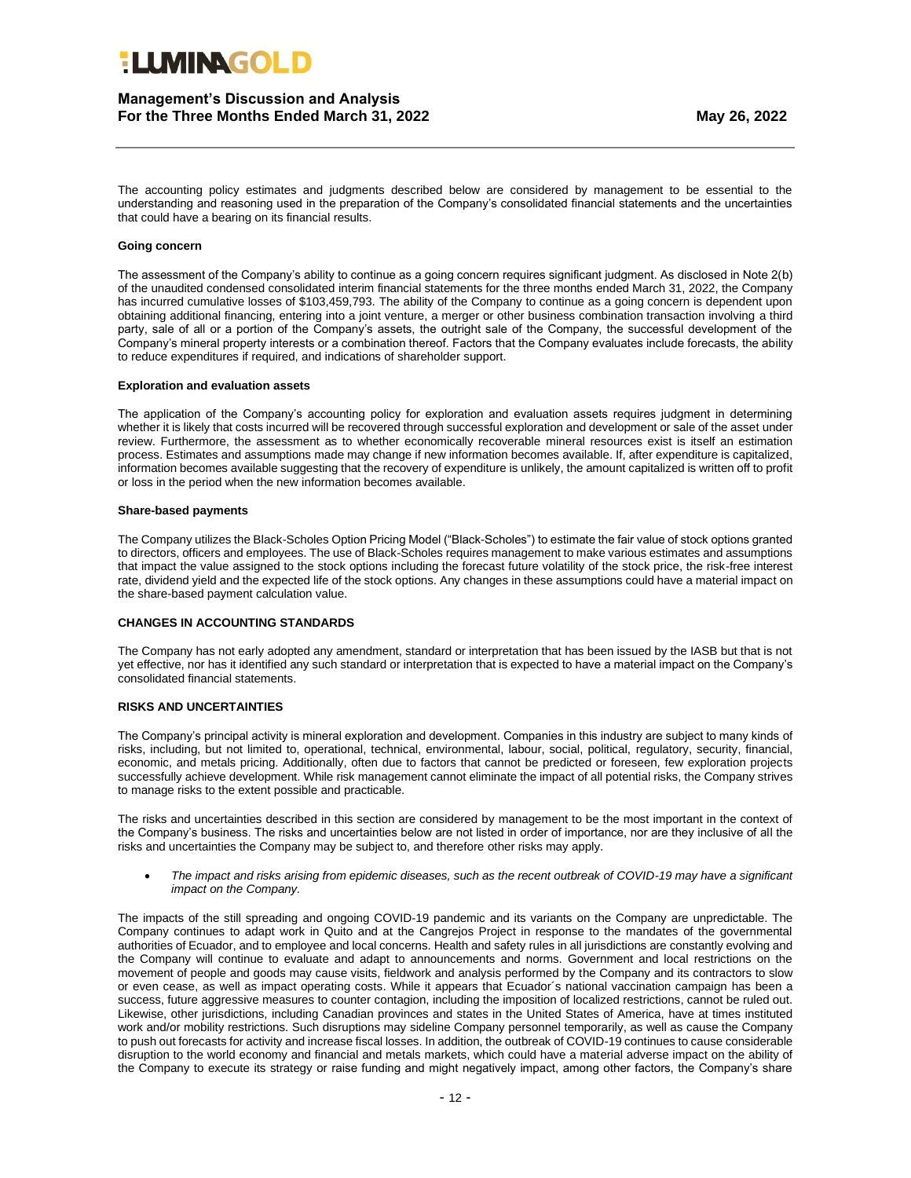The accounting policy estimates and judgments described below are considered by management to be essential to the understanding and reasoning used in the preparation of the Company's consolidated financial statements and the uncertainties that could have a bearing on its financial results.

**Going concern**

The assessment of the Company's ability to continue as a going concern requires significant judgment. As disclosed in Note 2(b) of the unaudited condensed consolidated interim financial statements for the three months ended March 31, 2022, the Company has incurred cumulative losses of $103,459,793. The ability of the Company to continue as a going concern is dependent upon obtaining additional financing, entering into a joint venture, a merger or other business combination transaction involving a third party, sale of all or a portion of the Company's assets, the outright sale of the Company, the successful development of the Company's mineral property interests or a combination thereof. Factors that the Company evaluates include forecasts, the ability to reduce expenditures if required, and indications of shareholder support.

**Exploration and evaluation assets**

The application of the Company's accounting policy for exploration and evaluation assets requires judgment in determining whether it is likely that costs incurred will be recovered through successful exploration and development or sale of the asset under review. Furthermore, the assessment as to whether economically recoverable mineral resources exist is itself an estimation process. Estimates and assumptions made may change if new information becomes available. If, after expenditure is capitalized, information becomes available suggesting that the recovery of expenditure is unlikely, the amount capitalized is written off to profit or loss in the period when the new information becomes available.

**Share-based payments**

The Company utilizes the Black-Scholes Option Pricing Model ("Black-Scholes") to estimate the fair value of stock options granted to directors, officers and employees. The use of Black-Scholes requires management to make various estimates and assumptions that impact the value assigned to the stock options including the forecast future volatility of the stock price, the risk-free interest rate, dividend yield and the expected life of the stock options. Any changes in these assumptions could have a material impact on the share-based payment calculation value.

## CHANGES IN ACCOUNTING STANDARDS

The Company has not early adopted any amendment, standard or interpretation that has been issued by the IASB but that is not yet effective, nor has it identified any such standard or interpretation that is expected to have a material impact on the Company's consolidated financial statements.

## RISKS AND UNCERTAINTIES

The Company's principal activity is mineral exploration and development. Companies in this industry are subject to many kinds of risks, including, but not limited to, operational, technical, environmental, labour, social, political, regulatory, security, financial, economic, and metals pricing. Additionally, often due to factors that cannot be predicted or foreseen, few exploration projects successfully achieve development. While risk management cannot eliminate the impact of all potential risks, the Company strives to manage risks to the extent possible and practicable.

The risks and uncertainties described in this section are considered by management to be the most important in the context of the Company's business. The risks and uncertainties below are not listed in order of importance, nor are they inclusive of all the risks and uncertainties the Company may be subject to, and therefore other risks may apply.

- *The impact and risks arising from epidemic diseases, such as the recent outbreak of COVID-19 may have a significant impact on the Company.*

The impacts of the still spreading and ongoing COVID-19 pandemic and its variants on the Company are unpredictable. The Company continues to adapt work in Quito and at the Cangrejos Project in response to the mandates of the governmental authorities of Ecuador, and to employee and local concerns. Health and safety rules in all jurisdictions are constantly evolving and the Company will continue to evaluate and adapt to announcements and norms. Government and local restrictions on the movement of people and goods may cause visits, fieldwork and analysis performed by the Company and its contractors to slow or even cease, as well as impact operating costs. While it appears that Ecuador´s national vaccination campaign has been a success, future aggressive measures to counter contagion, including the imposition of localized restrictions, cannot be ruled out. Likewise, other jurisdictions, including Canadian provinces and states in the United States of America, have at times instituted work and/or mobility restrictions. Such disruptions may sideline Company personnel temporarily, as well as cause the Company to push out forecasts for activity and increase fiscal losses. In addition, the outbreak of COVID-19 continues to cause considerable disruption to the world economy and financial and metals markets, which could have a material adverse impact on the ability of the Company to execute its strategy or raise funding and might negatively impact, among other factors, the Company's share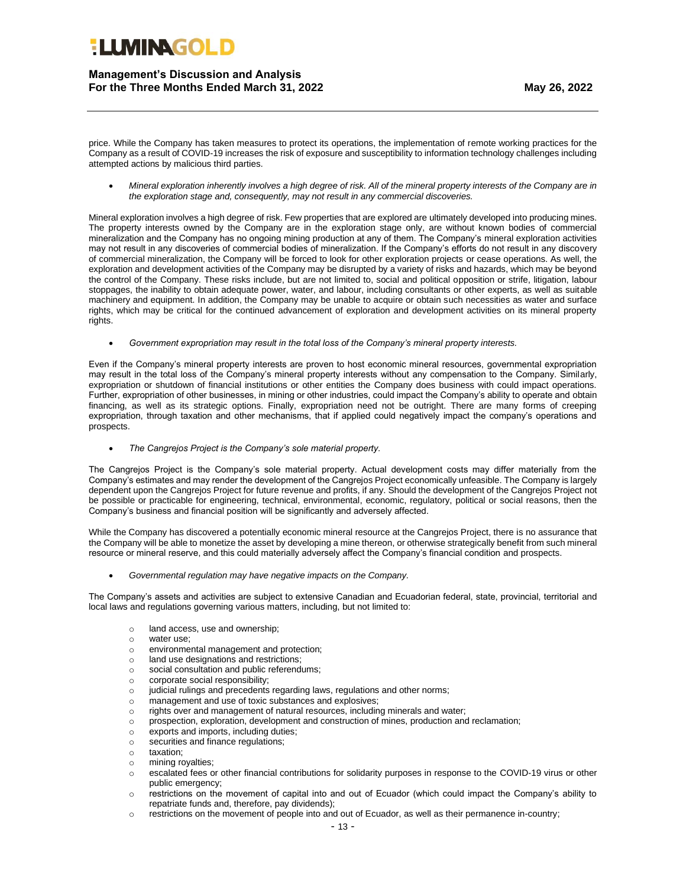price. While the Company has taken measures to protect its operations, the implementation of remote working practices for the Company as a result of COVID-19 increases the risk of exposure and susceptibility to information technology challenges including attempted actions by malicious third parties.

- *Mineral exploration inherently involves a high degree of risk. All of the mineral property interests of the Company are in the exploration stage and, consequently, may not result in any commercial discoveries.*

Mineral exploration involves a high degree of risk. Few properties that are explored are ultimately developed into producing mines. The property interests owned by the Company are in the exploration stage only, are without known bodies of commercial mineralization and the Company has no ongoing mining production at any of them. The Company's mineral exploration activities may not result in any discoveries of commercial bodies of mineralization. If the Company's efforts do not result in any discovery of commercial mineralization, the Company will be forced to look for other exploration projects or cease operations. As well, the exploration and development activities of the Company may be disrupted by a variety of risks and hazards, which may be beyond the control of the Company. These risks include, but are not limited to, social and political opposition or strife, litigation, labour stoppages, the inability to obtain adequate power, water, and labour, including consultants or other experts, as well as suitable machinery and equipment. In addition, the Company may be unable to acquire or obtain such necessities as water and surface rights, which may be critical for the continued advancement of exploration and development activities on its mineral property rights.

- *Government expropriation may result in the total loss of the Company's mineral property interests.*

Even if the Company's mineral property interests are proven to host economic mineral resources, governmental expropriation may result in the total loss of the Company's mineral property interests without any compensation to the Company. Similarly, expropriation or shutdown of financial institutions or other entities the Company does business with could impact operations. Further, expropriation of other businesses, in mining or other industries, could impact the Company's ability to operate and obtain financing, as well as its strategic options. Finally, expropriation need not be outright. There are many forms of creeping expropriation, through taxation and other mechanisms, that if applied could negatively impact the company's operations and prospects.

- *The Cangrejos Project is the Company's sole material property.*

The Cangrejos Project is the Company's sole material property. Actual development costs may differ materially from the Company's estimates and may render the development of the Cangrejos Project economically unfeasible. The Company is largely dependent upon the Cangrejos Project for future revenue and profits, if any. Should the development of the Cangrejos Project not be possible or practicable for engineering, technical, environmental, economic, regulatory, political or social reasons, then the Company's business and financial position will be significantly and adversely affected.

While the Company has discovered a potentially economic mineral resource at the Cangrejos Project, there is no assurance that the Company will be able to monetize the asset by developing a mine thereon, or otherwise strategically benefit from such mineral resource or mineral reserve, and this could materially adversely affect the Company's financial condition and prospects.

- *Governmental regulation may have negative impacts on the Company.*

The Company's assets and activities are subject to extensive Canadian and Ecuadorian federal, state, provincial, territorial and local laws and regulations governing various matters, including, but not limited to:

  - land access, use and ownership;
  - water use;
  - environmental management and protection;
  - land use designations and restrictions;
  - social consultation and public referendums;
  - corporate social responsibility;
  - judicial rulings and precedents regarding laws, regulations and other norms;
  - management and use of toxic substances and explosives;
  - rights over and management of natural resources, including minerals and water;
  - prospection, exploration, development and construction of mines, production and reclamation;
  - exports and imports, including duties;
  - securities and finance regulations;
  - taxation;
  - mining royalties;
  - escalated fees or other financial contributions for solidarity purposes in response to the COVID-19 virus or other public emergency;
  - restrictions on the movement of capital into and out of Ecuador (which could impact the Company's ability to repatriate funds and, therefore, pay dividends);
  - restrictions on the movement of people into and out of Ecuador, as well as their permanence in-country;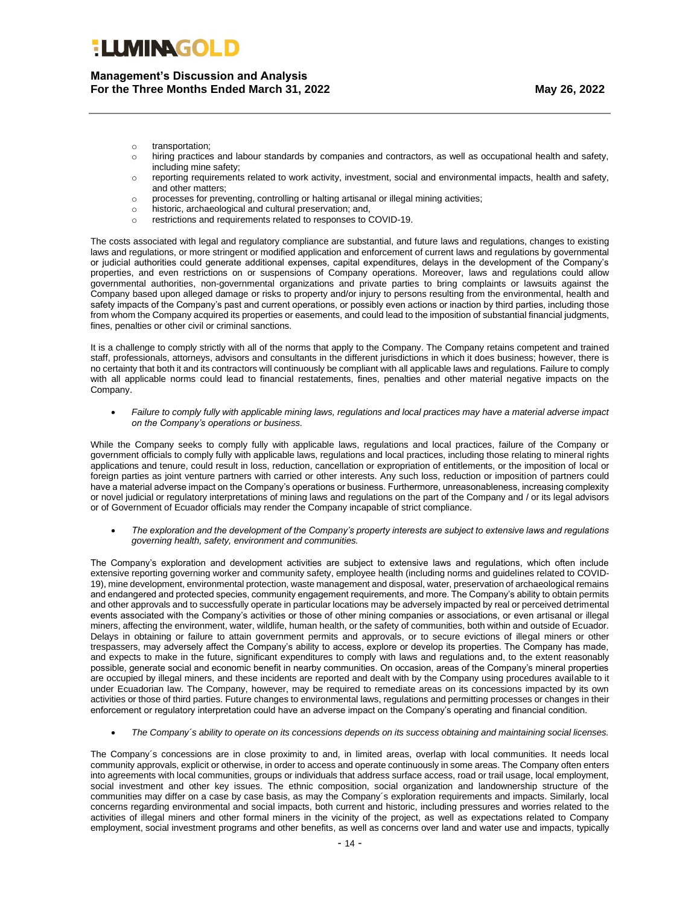- transportation;
- hiring practices and labour standards by companies and contractors, as well as occupational health and safety, including mine safety;
- reporting requirements related to work activity, investment, social and environmental impacts, health and safety, and other matters;
- processes for preventing, controlling or halting artisanal or illegal mining activities;
- historic, archaeological and cultural preservation; and,
- restrictions and requirements related to responses to COVID-19.

The costs associated with legal and regulatory compliance are substantial, and future laws and regulations, changes to existing laws and regulations, or more stringent or modified application and enforcement of current laws and regulations by governmental or judicial authorities could generate additional expenses, capital expenditures, delays in the development of the Company's properties, and even restrictions on or suspensions of Company operations. Moreover, laws and regulations could allow governmental authorities, non-governmental organizations and private parties to bring complaints or lawsuits against the Company based upon alleged damage or risks to property and/or injury to persons resulting from the environmental, health and safety impacts of the Company's past and current operations, or possibly even actions or inaction by third parties, including those from whom the Company acquired its properties or easements, and could lead to the imposition of substantial financial judgments, fines, penalties or other civil or criminal sanctions.

It is a challenge to comply strictly with all of the norms that apply to the Company. The Company retains competent and trained staff, professionals, attorneys, advisors and consultants in the different jurisdictions in which it does business; however, there is no certainty that both it and its contractors will continuously be compliant with all applicable laws and regulations. Failure to comply with all applicable norms could lead to financial restatements, fines, penalties and other material negative impacts on the Company.

- *Failure to comply fully with applicable mining laws, regulations and local practices may have a material adverse impact on the Company's operations or business.*

While the Company seeks to comply fully with applicable laws, regulations and local practices, failure of the Company or government officials to comply fully with applicable laws, regulations and local practices, including those relating to mineral rights applications and tenure, could result in loss, reduction, cancellation or expropriation of entitlements, or the imposition of local or foreign parties as joint venture partners with carried or other interests. Any such loss, reduction or imposition of partners could have a material adverse impact on the Company's operations or business. Furthermore, unreasonableness, increasing complexity or novel judicial or regulatory interpretations of mining laws and regulations on the part of the Company and / or its legal advisors or of Government of Ecuador officials may render the Company incapable of strict compliance.

- *The exploration and the development of the Company's property interests are subject to extensive laws and regulations governing health, safety, environment and communities.*

The Company's exploration and development activities are subject to extensive laws and regulations, which often include extensive reporting governing worker and community safety, employee health (including norms and guidelines related to COVID-19), mine development, environmental protection, waste management and disposal, water, preservation of archaeological remains and endangered and protected species, community engagement requirements, and more. The Company's ability to obtain permits and other approvals and to successfully operate in particular locations may be adversely impacted by real or perceived detrimental events associated with the Company's activities or those of other mining companies or associations, or even artisanal or illegal miners, affecting the environment, water, wildlife, human health, or the safety of communities, both within and outside of Ecuador. Delays in obtaining or failure to attain government permits and approvals, or to secure evictions of illegal miners or other trespassers, may adversely affect the Company's ability to access, explore or develop its properties. The Company has made, and expects to make in the future, significant expenditures to comply with laws and regulations and, to the extent reasonably possible, generate social and economic benefit in nearby communities. On occasion, areas of the Company's mineral properties are occupied by illegal miners, and these incidents are reported and dealt with by the Company using procedures available to it under Ecuadorian law. The Company, however, may be required to remediate areas on its concessions impacted by its own activities or those of third parties. Future changes to environmental laws, regulations and permitting processes or changes in their enforcement or regulatory interpretation could have an adverse impact on the Company's operating and financial condition.

- *The Company´s ability to operate on its concessions depends on its success obtaining and maintaining social licenses.*

The Company´s concessions are in close proximity to and, in limited areas, overlap with local communities. It needs local community approvals, explicit or otherwise, in order to access and operate continuously in some areas. The Company often enters into agreements with local communities, groups or individuals that address surface access, road or trail usage, local employment, social investment and other key issues. The ethnic composition, social organization and landownership structure of the communities may differ on a case by case basis, as may the Company´s exploration requirements and impacts. Similarly, local concerns regarding environmental and social impacts, both current and historic, including pressures and worries related to the activities of illegal miners and other formal miners in the vicinity of the project, as well as expectations related to Company employment, social investment programs and other benefits, as well as concerns over land and water use and impacts, typically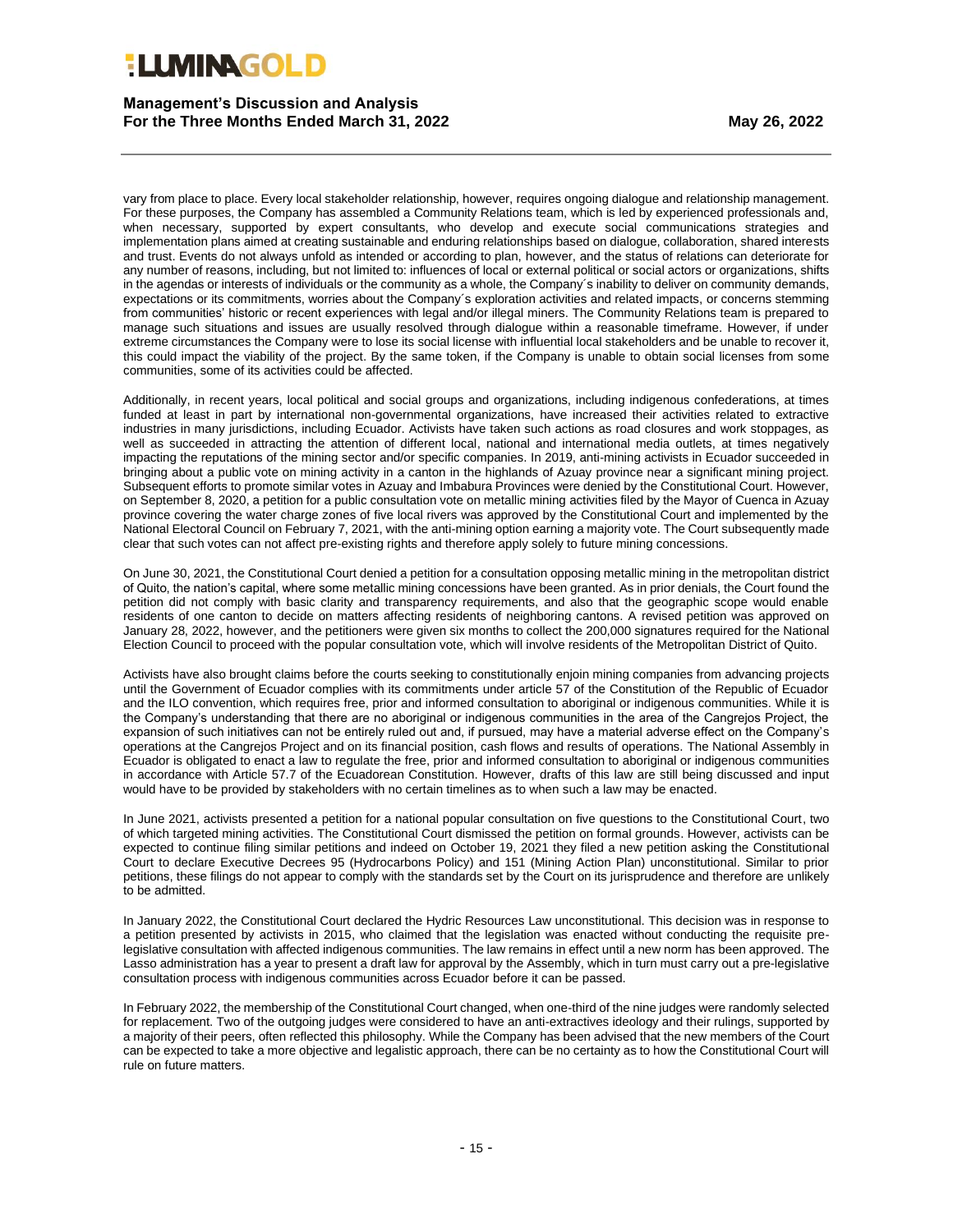vary from place to place. Every local stakeholder relationship, however, requires ongoing dialogue and relationship management. For these purposes, the Company has assembled a Community Relations team, which is led by experienced professionals and, when necessary, supported by expert consultants, who develop and execute social communications strategies and implementation plans aimed at creating sustainable and enduring relationships based on dialogue, collaboration, shared interests and trust. Events do not always unfold as intended or according to plan, however, and the status of relations can deteriorate for any number of reasons, including, but not limited to: influences of local or external political or social actors or organizations, shifts in the agendas or interests of individuals or the community as a whole, the Company´s inability to deliver on community demands, expectations or its commitments, worries about the Company´s exploration activities and related impacts, or concerns stemming from communities' historic or recent experiences with legal and/or illegal miners. The Community Relations team is prepared to manage such situations and issues are usually resolved through dialogue within a reasonable timeframe. However, if under extreme circumstances the Company were to lose its social license with influential local stakeholders and be unable to recover it, this could impact the viability of the project. By the same token, if the Company is unable to obtain social licenses from some communities, some of its activities could be affected.

Additionally, in recent years, local political and social groups and organizations, including indigenous confederations, at times funded at least in part by international non-governmental organizations, have increased their activities related to extractive industries in many jurisdictions, including Ecuador. Activists have taken such actions as road closures and work stoppages, as well as succeeded in attracting the attention of different local, national and international media outlets, at times negatively impacting the reputations of the mining sector and/or specific companies. In 2019, anti-mining activists in Ecuador succeeded in bringing about a public vote on mining activity in a canton in the highlands of Azuay province near a significant mining project. Subsequent efforts to promote similar votes in Azuay and Imbabura Provinces were denied by the Constitutional Court. However, on September 8, 2020, a petition for a public consultation vote on metallic mining activities filed by the Mayor of Cuenca in Azuay province covering the water charge zones of five local rivers was approved by the Constitutional Court and implemented by the National Electoral Council on February 7, 2021, with the anti-mining option earning a majority vote. The Court subsequently made clear that such votes can not affect pre-existing rights and therefore apply solely to future mining concessions.

On June 30, 2021, the Constitutional Court denied a petition for a consultation opposing metallic mining in the metropolitan district of Quito, the nation's capital, where some metallic mining concessions have been granted. As in prior denials, the Court found the petition did not comply with basic clarity and transparency requirements, and also that the geographic scope would enable residents of one canton to decide on matters affecting residents of neighboring cantons. A revised petition was approved on January 28, 2022, however, and the petitioners were given six months to collect the 200,000 signatures required for the National Election Council to proceed with the popular consultation vote, which will involve residents of the Metropolitan District of Quito.

Activists have also brought claims before the courts seeking to constitutionally enjoin mining companies from advancing projects until the Government of Ecuador complies with its commitments under article 57 of the Constitution of the Republic of Ecuador and the ILO convention, which requires free, prior and informed consultation to aboriginal or indigenous communities. While it is the Company's understanding that there are no aboriginal or indigenous communities in the area of the Cangrejos Project, the expansion of such initiatives can not be entirely ruled out and, if pursued, may have a material adverse effect on the Company's operations at the Cangrejos Project and on its financial position, cash flows and results of operations. The National Assembly in Ecuador is obligated to enact a law to regulate the free, prior and informed consultation to aboriginal or indigenous communities in accordance with Article 57.7 of the Ecuadorean Constitution. However, drafts of this law are still being discussed and input would have to be provided by stakeholders with no certain timelines as to when such a law may be enacted.

In June 2021, activists presented a petition for a national popular consultation on five questions to the Constitutional Court, two of which targeted mining activities. The Constitutional Court dismissed the petition on formal grounds. However, activists can be expected to continue filing similar petitions and indeed on October 19, 2021 they filed a new petition asking the Constitutional Court to declare Executive Decrees 95 (Hydrocarbons Policy) and 151 (Mining Action Plan) unconstitutional. Similar to prior petitions, these filings do not appear to comply with the standards set by the Court on its jurisprudence and therefore are unlikely to be admitted.

In January 2022, the Constitutional Court declared the Hydric Resources Law unconstitutional. This decision was in response to a petition presented by activists in 2015, who claimed that the legislation was enacted without conducting the requisite pre-legislative consultation with affected indigenous communities. The law remains in effect until a new norm has been approved. The Lasso administration has a year to present a draft law for approval by the Assembly, which in turn must carry out a pre-legislative consultation process with indigenous communities across Ecuador before it can be passed.

In February 2022, the membership of the Constitutional Court changed, when one-third of the nine judges were randomly selected for replacement. Two of the outgoing judges were considered to have an anti-extractives ideology and their rulings, supported by a majority of their peers, often reflected this philosophy. While the Company has been advised that the new members of the Court can be expected to take a more objective and legalistic approach, there can be no certainty as to how the Constitutional Court will rule on future matters.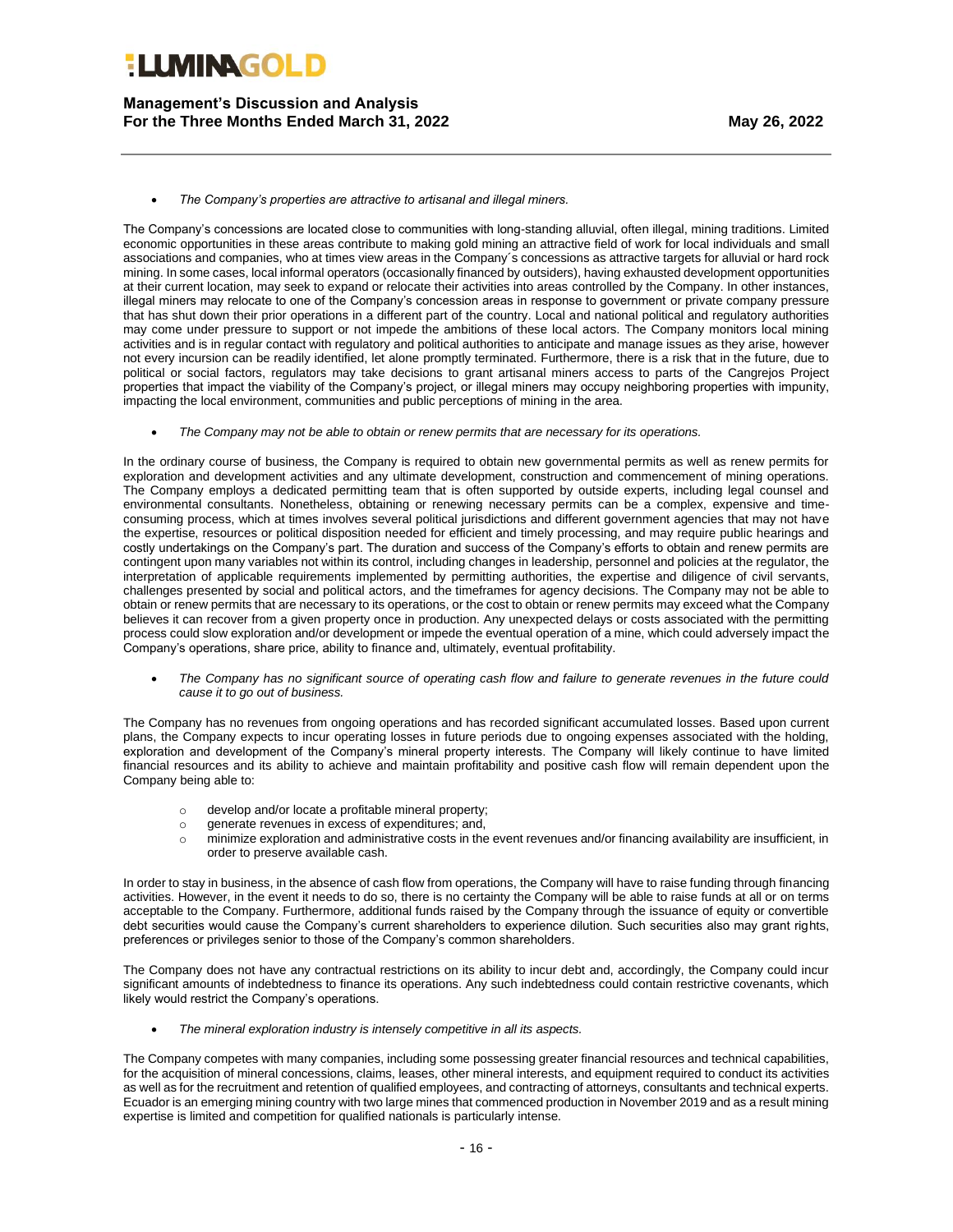- *The Company's properties are attractive to artisanal and illegal miners.*

The Company's concessions are located close to communities with long-standing alluvial, often illegal, mining traditions. Limited economic opportunities in these areas contribute to making gold mining an attractive field of work for local individuals and small associations and companies, who at times view areas in the Company´s concessions as attractive targets for alluvial or hard rock mining. In some cases, local informal operators (occasionally financed by outsiders), having exhausted development opportunities at their current location, may seek to expand or relocate their activities into areas controlled by the Company. In other instances, illegal miners may relocate to one of the Company's concession areas in response to government or private company pressure that has shut down their prior operations in a different part of the country. Local and national political and regulatory authorities may come under pressure to support or not impede the ambitions of these local actors. The Company monitors local mining activities and is in regular contact with regulatory and political authorities to anticipate and manage issues as they arise, however not every incursion can be readily identified, let alone promptly terminated. Furthermore, there is a risk that in the future, due to political or social factors, regulators may take decisions to grant artisanal miners access to parts of the Cangrejos Project properties that impact the viability of the Company's project, or illegal miners may occupy neighboring properties with impunity, impacting the local environment, communities and public perceptions of mining in the area.

- *The Company may not be able to obtain or renew permits that are necessary for its operations.*

In the ordinary course of business, the Company is required to obtain new governmental permits as well as renew permits for exploration and development activities and any ultimate development, construction and commencement of mining operations. The Company employs a dedicated permitting team that is often supported by outside experts, including legal counsel and environmental consultants. Nonetheless, obtaining or renewing necessary permits can be a complex, expensive and time-consuming process, which at times involves several political jurisdictions and different government agencies that may not have the expertise, resources or political disposition needed for efficient and timely processing, and may require public hearings and costly undertakings on the Company's part. The duration and success of the Company's efforts to obtain and renew permits are contingent upon many variables not within its control, including changes in leadership, personnel and policies at the regulator, the interpretation of applicable requirements implemented by permitting authorities, the expertise and diligence of civil servants, challenges presented by social and political actors, and the timeframes for agency decisions. The Company may not be able to obtain or renew permits that are necessary to its operations, or the cost to obtain or renew permits may exceed what the Company believes it can recover from a given property once in production. Any unexpected delays or costs associated with the permitting process could slow exploration and/or development or impede the eventual operation of a mine, which could adversely impact the Company's operations, share price, ability to finance and, ultimately, eventual profitability.

- *The Company has no significant source of operating cash flow and failure to generate revenues in the future could cause it to go out of business.*

The Company has no revenues from ongoing operations and has recorded significant accumulated losses. Based upon current plans, the Company expects to incur operating losses in future periods due to ongoing expenses associated with the holding, exploration and development of the Company's mineral property interests. The Company will likely continue to have limited financial resources and its ability to achieve and maintain profitability and positive cash flow will remain dependent upon the Company being able to:

  - develop and/or locate a profitable mineral property;
  - generate revenues in excess of expenditures; and,
  - minimize exploration and administrative costs in the event revenues and/or financing availability are insufficient, in order to preserve available cash.

In order to stay in business, in the absence of cash flow from operations, the Company will have to raise funding through financing activities. However, in the event it needs to do so, there is no certainty the Company will be able to raise funds at all or on terms acceptable to the Company. Furthermore, additional funds raised by the Company through the issuance of equity or convertible debt securities would cause the Company's current shareholders to experience dilution. Such securities also may grant rights, preferences or privileges senior to those of the Company's common shareholders.

The Company does not have any contractual restrictions on its ability to incur debt and, accordingly, the Company could incur significant amounts of indebtedness to finance its operations. Any such indebtedness could contain restrictive covenants, which likely would restrict the Company's operations.

- *The mineral exploration industry is intensely competitive in all its aspects.*

The Company competes with many companies, including some possessing greater financial resources and technical capabilities, for the acquisition of mineral concessions, claims, leases, other mineral interests, and equipment required to conduct its activities as well as for the recruitment and retention of qualified employees, and contracting of attorneys, consultants and technical experts. Ecuador is an emerging mining country with two large mines that commenced production in November 2019 and as a result mining expertise is limited and competition for qualified nationals is particularly intense.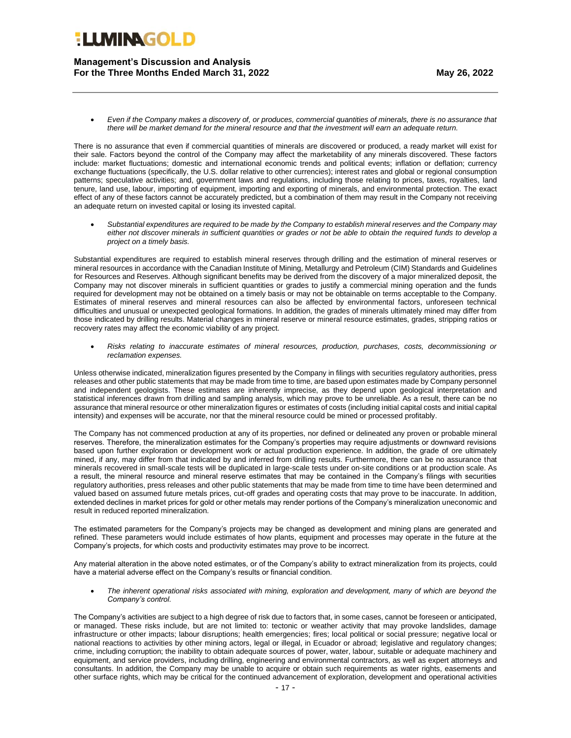- *Even if the Company makes a discovery of, or produces, commercial quantities of minerals, there is no assurance that there will be market demand for the mineral resource and that the investment will earn an adequate return.*

There is no assurance that even if commercial quantities of minerals are discovered or produced, a ready market will exist for their sale. Factors beyond the control of the Company may affect the marketability of any minerals discovered. These factors include: market fluctuations; domestic and international economic trends and political events; inflation or deflation; currency exchange fluctuations (specifically, the U.S. dollar relative to other currencies); interest rates and global or regional consumption patterns; speculative activities; and, government laws and regulations, including those relating to prices, taxes, royalties, land tenure, land use, labour, importing of equipment, importing and exporting of minerals, and environmental protection. The exact effect of any of these factors cannot be accurately predicted, but a combination of them may result in the Company not receiving an adequate return on invested capital or losing its invested capital.

- *Substantial expenditures are required to be made by the Company to establish mineral reserves and the Company may either not discover minerals in sufficient quantities or grades or not be able to obtain the required funds to develop a project on a timely basis.*

Substantial expenditures are required to establish mineral reserves through drilling and the estimation of mineral reserves or mineral resources in accordance with the Canadian Institute of Mining, Metallurgy and Petroleum (CIM) Standards and Guidelines for Resources and Reserves. Although significant benefits may be derived from the discovery of a major mineralized deposit, the Company may not discover minerals in sufficient quantities or grades to justify a commercial mining operation and the funds required for development may not be obtained on a timely basis or may not be obtainable on terms acceptable to the Company. Estimates of mineral reserves and mineral resources can also be affected by environmental factors, unforeseen technical difficulties and unusual or unexpected geological formations. In addition, the grades of minerals ultimately mined may differ from those indicated by drilling results. Material changes in mineral reserve or mineral resource estimates, grades, stripping ratios or recovery rates may affect the economic viability of any project.

- *Risks relating to inaccurate estimates of mineral resources, production, purchases, costs, decommissioning or reclamation expenses.*

Unless otherwise indicated, mineralization figures presented by the Company in filings with securities regulatory authorities, press releases and other public statements that may be made from time to time, are based upon estimates made by Company personnel and independent geologists. These estimates are inherently imprecise, as they depend upon geological interpretation and statistical inferences drawn from drilling and sampling analysis, which may prove to be unreliable. As a result, there can be no assurance that mineral resource or other mineralization figures or estimates of costs (including initial capital costs and initial capital intensity) and expenses will be accurate, nor that the mineral resource could be mined or processed profitably.

The Company has not commenced production at any of its properties, nor defined or delineated any proven or probable mineral reserves. Therefore, the mineralization estimates for the Company's properties may require adjustments or downward revisions based upon further exploration or development work or actual production experience. In addition, the grade of ore ultimately mined, if any, may differ from that indicated by and inferred from drilling results. Furthermore, there can be no assurance that minerals recovered in small-scale tests will be duplicated in large-scale tests under on-site conditions or at production scale. As a result, the mineral resource and mineral reserve estimates that may be contained in the Company's filings with securities regulatory authorities, press releases and other public statements that may be made from time to time have been determined and valued based on assumed future metals prices, cut-off grades and operating costs that may prove to be inaccurate. In addition, extended declines in market prices for gold or other metals may render portions of the Company's mineralization uneconomic and result in reduced reported mineralization.

The estimated parameters for the Company's projects may be changed as development and mining plans are generated and refined. These parameters would include estimates of how plants, equipment and processes may operate in the future at the Company's projects, for which costs and productivity estimates may prove to be incorrect.

Any material alteration in the above noted estimates, or of the Company's ability to extract mineralization from its projects, could have a material adverse effect on the Company's results or financial condition.

- *The inherent operational risks associated with mining, exploration and development, many of which are beyond the Company's control.*

The Company's activities are subject to a high degree of risk due to factors that, in some cases, cannot be foreseen or anticipated, or managed. These risks include, but are not limited to: tectonic or weather activity that may provoke landslides, damage infrastructure or other impacts; labour disruptions; health emergencies; fires; local political or social pressure; negative local or national reactions to activities by other mining actors, legal or illegal, in Ecuador or abroad; legislative and regulatory changes; crime, including corruption; the inability to obtain adequate sources of power, water, labour, suitable or adequate machinery and equipment, and service providers, including drilling, engineering and environmental contractors, as well as expert attorneys and consultants. In addition, the Company may be unable to acquire or obtain such requirements as water rights, easements and other surface rights, which may be critical for the continued advancement of exploration, development and operational activities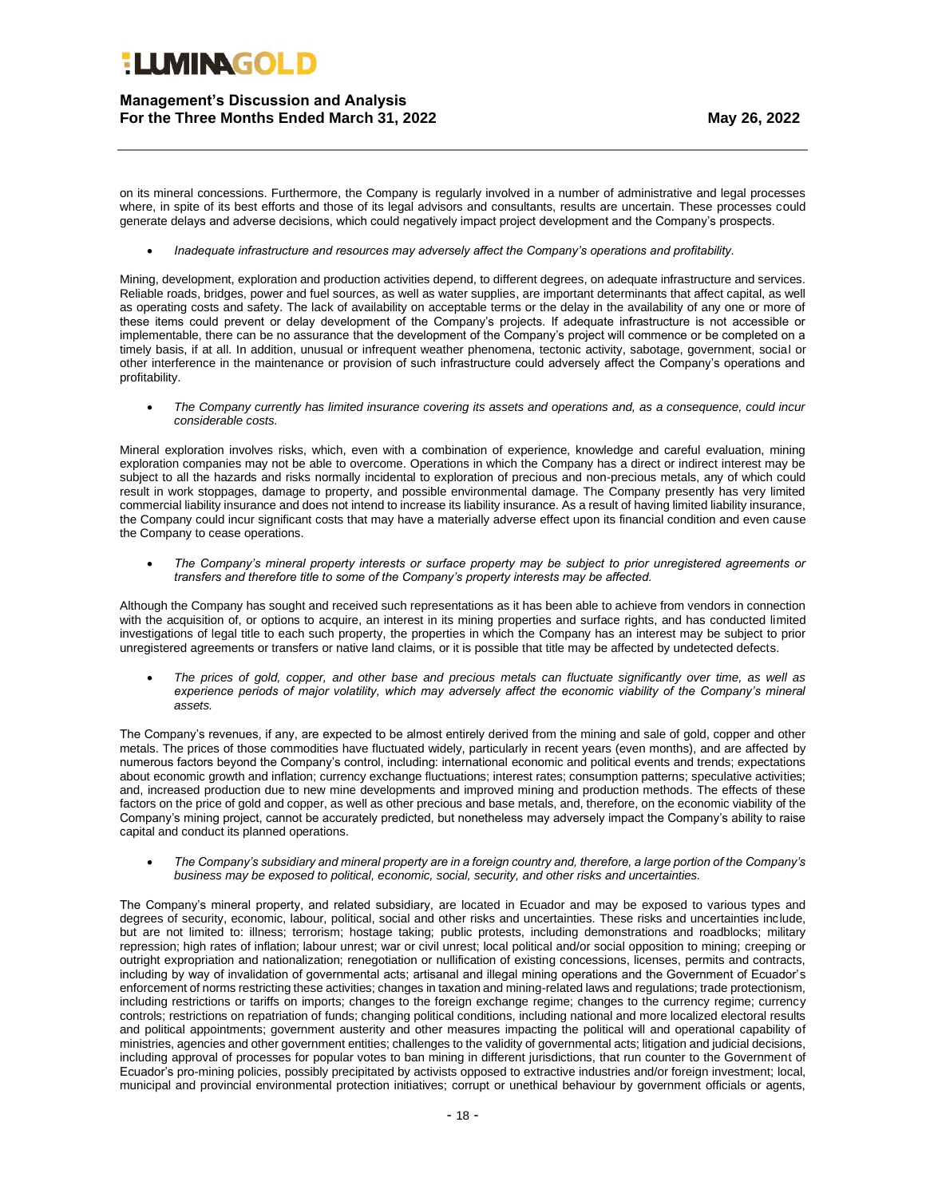on its mineral concessions. Furthermore, the Company is regularly involved in a number of administrative and legal processes where, in spite of its best efforts and those of its legal advisors and consultants, results are uncertain. These processes could generate delays and adverse decisions, which could negatively impact project development and the Company's prospects.

- *Inadequate infrastructure and resources may adversely affect the Company's operations and profitability.*

Mining, development, exploration and production activities depend, to different degrees, on adequate infrastructure and services. Reliable roads, bridges, power and fuel sources, as well as water supplies, are important determinants that affect capital, as well as operating costs and safety. The lack of availability on acceptable terms or the delay in the availability of any one or more of these items could prevent or delay development of the Company's projects. If adequate infrastructure is not accessible or implementable, there can be no assurance that the development of the Company's project will commence or be completed on a timely basis, if at all. In addition, unusual or infrequent weather phenomena, tectonic activity, sabotage, government, social or other interference in the maintenance or provision of such infrastructure could adversely affect the Company's operations and profitability.

- *The Company currently has limited insurance covering its assets and operations and, as a consequence, could incur considerable costs.*

Mineral exploration involves risks, which, even with a combination of experience, knowledge and careful evaluation, mining exploration companies may not be able to overcome. Operations in which the Company has a direct or indirect interest may be subject to all the hazards and risks normally incidental to exploration of precious and non-precious metals, any of which could result in work stoppages, damage to property, and possible environmental damage. The Company presently has very limited commercial liability insurance and does not intend to increase its liability insurance. As a result of having limited liability insurance, the Company could incur significant costs that may have a materially adverse effect upon its financial condition and even cause the Company to cease operations.

- *The Company's mineral property interests or surface property may be subject to prior unregistered agreements or transfers and therefore title to some of the Company's property interests may be affected.*

Although the Company has sought and received such representations as it has been able to achieve from vendors in connection with the acquisition of, or options to acquire, an interest in its mining properties and surface rights, and has conducted limited investigations of legal title to each such property, the properties in which the Company has an interest may be subject to prior unregistered agreements or transfers or native land claims, or it is possible that title may be affected by undetected defects.

- *The prices of gold, copper, and other base and precious metals can fluctuate significantly over time, as well as experience periods of major volatility, which may adversely affect the economic viability of the Company's mineral assets.*

The Company's revenues, if any, are expected to be almost entirely derived from the mining and sale of gold, copper and other metals. The prices of those commodities have fluctuated widely, particularly in recent years (even months), and are affected by numerous factors beyond the Company's control, including: international economic and political events and trends; expectations about economic growth and inflation; currency exchange fluctuations; interest rates; consumption patterns; speculative activities; and, increased production due to new mine developments and improved mining and production methods. The effects of these factors on the price of gold and copper, as well as other precious and base metals, and, therefore, on the economic viability of the Company's mining project, cannot be accurately predicted, but nonetheless may adversely impact the Company's ability to raise capital and conduct its planned operations.

- *The Company's subsidiary and mineral property are in a foreign country and, therefore, a large portion of the Company's business may be exposed to political, economic, social, security, and other risks and uncertainties.*

The Company's mineral property, and related subsidiary, are located in Ecuador and may be exposed to various types and degrees of security, economic, labour, political, social and other risks and uncertainties. These risks and uncertainties include, but are not limited to: illness; terrorism; hostage taking; public protests, including demonstrations and roadblocks; military repression; high rates of inflation; labour unrest; war or civil unrest; local political and/or social opposition to mining; creeping or outright expropriation and nationalization; renegotiation or nullification of existing concessions, licenses, permits and contracts, including by way of invalidation of governmental acts; artisanal and illegal mining operations and the Government of Ecuador's enforcement of norms restricting these activities; changes in taxation and mining-related laws and regulations; trade protectionism, including restrictions or tariffs on imports; changes to the foreign exchange regime; changes to the currency regime; currency controls; restrictions on repatriation of funds; changing political conditions, including national and more localized electoral results and political appointments; government austerity and other measures impacting the political will and operational capability of ministries, agencies and other government entities; challenges to the validity of governmental acts; litigation and judicial decisions, including approval of processes for popular votes to ban mining in different jurisdictions, that run counter to the Government of Ecuador's pro-mining policies, possibly precipitated by activists opposed to extractive industries and/or foreign investment; local, municipal and provincial environmental protection initiatives; corrupt or unethical behaviour by government officials or agents,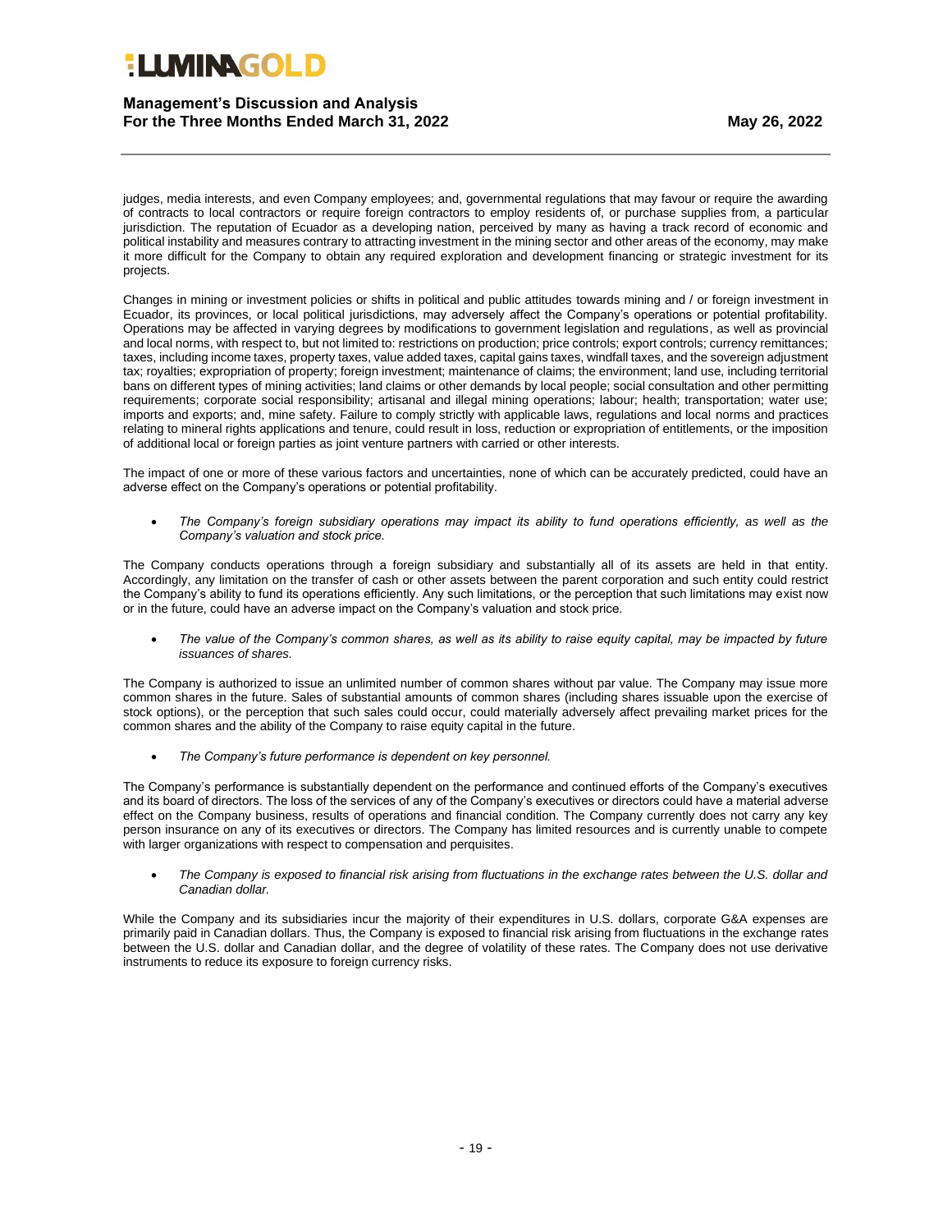judges, media interests, and even Company employees; and, governmental regulations that may favour or require the awarding of contracts to local contractors or require foreign contractors to employ residents of, or purchase supplies from, a particular jurisdiction. The reputation of Ecuador as a developing nation, perceived by many as having a track record of economic and political instability and measures contrary to attracting investment in the mining sector and other areas of the economy, may make it more difficult for the Company to obtain any required exploration and development financing or strategic investment for its projects.

Changes in mining or investment policies or shifts in political and public attitudes towards mining and / or foreign investment in Ecuador, its provinces, or local political jurisdictions, may adversely affect the Company's operations or potential profitability. Operations may be affected in varying degrees by modifications to government legislation and regulations, as well as provincial and local norms, with respect to, but not limited to: restrictions on production; price controls; export controls; currency remittances; taxes, including income taxes, property taxes, value added taxes, capital gains taxes, windfall taxes, and the sovereign adjustment tax; royalties; expropriation of property; foreign investment; maintenance of claims; the environment; land use, including territorial bans on different types of mining activities; land claims or other demands by local people; social consultation and other permitting requirements; corporate social responsibility; artisanal and illegal mining operations; labour; health; transportation; water use; imports and exports; and, mine safety. Failure to comply strictly with applicable laws, regulations and local norms and practices relating to mineral rights applications and tenure, could result in loss, reduction or expropriation of entitlements, or the imposition of additional local or foreign parties as joint venture partners with carried or other interests.

The impact of one or more of these various factors and uncertainties, none of which can be accurately predicted, could have an adverse effect on the Company's operations or potential profitability.

- *The Company's foreign subsidiary operations may impact its ability to fund operations efficiently, as well as the Company's valuation and stock price.*

The Company conducts operations through a foreign subsidiary and substantially all of its assets are held in that entity. Accordingly, any limitation on the transfer of cash or other assets between the parent corporation and such entity could restrict the Company's ability to fund its operations efficiently. Any such limitations, or the perception that such limitations may exist now or in the future, could have an adverse impact on the Company's valuation and stock price.

- *The value of the Company's common shares, as well as its ability to raise equity capital, may be impacted by future issuances of shares.*

The Company is authorized to issue an unlimited number of common shares without par value. The Company may issue more common shares in the future. Sales of substantial amounts of common shares (including shares issuable upon the exercise of stock options), or the perception that such sales could occur, could materially adversely affect prevailing market prices for the common shares and the ability of the Company to raise equity capital in the future.

- *The Company's future performance is dependent on key personnel.*

The Company's performance is substantially dependent on the performance and continued efforts of the Company's executives and its board of directors. The loss of the services of any of the Company's executives or directors could have a material adverse effect on the Company business, results of operations and financial condition. The Company currently does not carry any key person insurance on any of its executives or directors. The Company has limited resources and is currently unable to compete with larger organizations with respect to compensation and perquisites.

- *The Company is exposed to financial risk arising from fluctuations in the exchange rates between the U.S. dollar and Canadian dollar.*

While the Company and its subsidiaries incur the majority of their expenditures in U.S. dollars, corporate G&A expenses are primarily paid in Canadian dollars. Thus, the Company is exposed to financial risk arising from fluctuations in the exchange rates between the U.S. dollar and Canadian dollar, and the degree of volatility of these rates. The Company does not use derivative instruments to reduce its exposure to foreign currency risks.